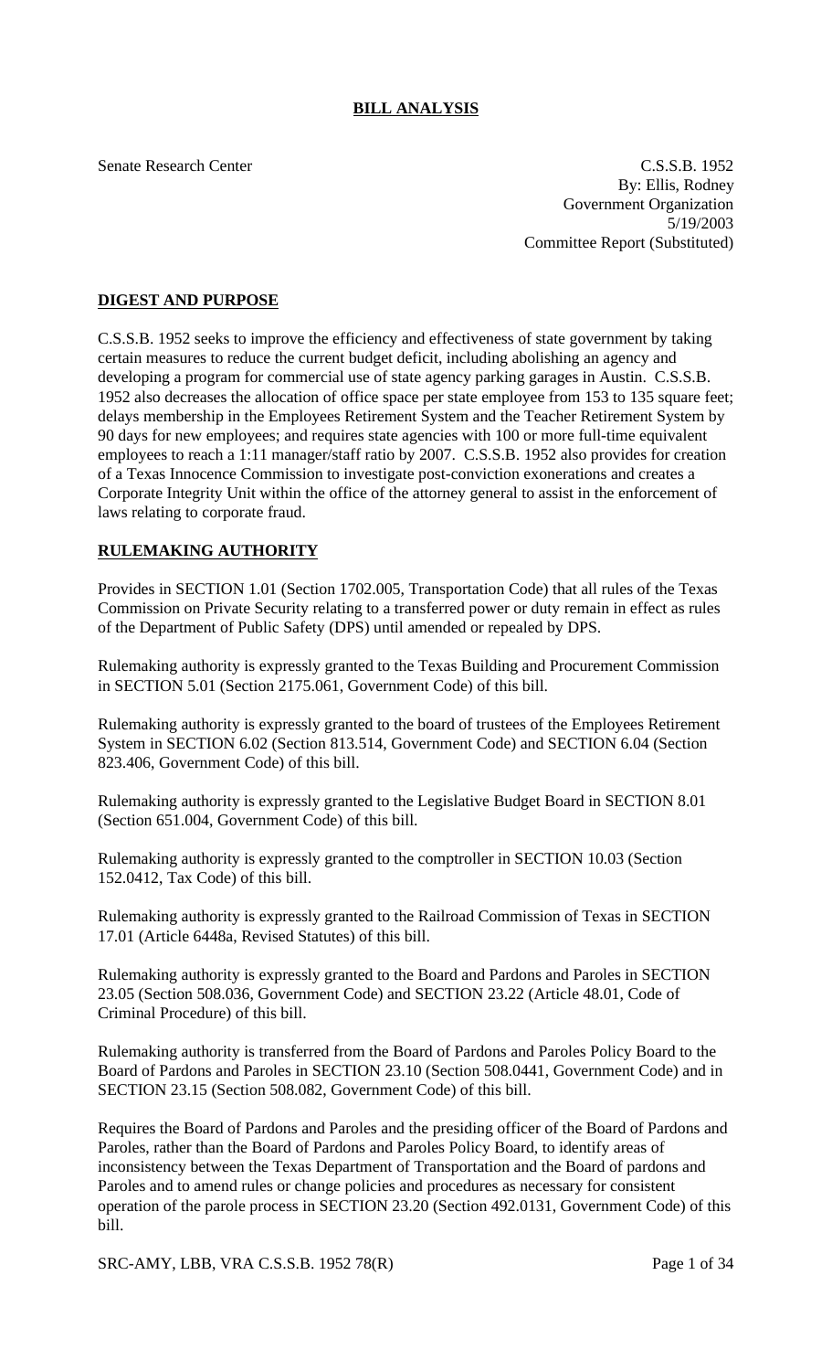**BILL ANALYSIS**

Senate Research Center

C.S.S.B. 1952
By: Ellis, Rodney
Government Organization
5/19/2003
Committee Report (Substituted)

## DIGEST AND PURPOSE

C.S.S.B. 1952 seeks to improve the efficiency and effectiveness of state government by taking certain measures to reduce the current budget deficit, including abolishing an agency and developing a program for commercial use of state agency parking garages in Austin. C.S.S.B. 1952 also decreases the allocation of office space per state employee from 153 to 135 square feet; delays membership in the Employees Retirement System and the Teacher Retirement System by 90 days for new employees; and requires state agencies with 100 or more full-time equivalent employees to reach a 1:11 manager/staff ratio by 2007. C.S.S.B. 1952 also provides for creation of a Texas Innocence Commission to investigate post-conviction exonerations and creates a Corporate Integrity Unit within the office of the attorney general to assist in the enforcement of laws relating to corporate fraud.

## RULEMAKING AUTHORITY

Provides in SECTION 1.01 (Section 1702.005, Transportation Code) that all rules of the Texas Commission on Private Security relating to a transferred power or duty remain in effect as rules of the Department of Public Safety (DPS) until amended or repealed by DPS.

Rulemaking authority is expressly granted to the Texas Building and Procurement Commission in SECTION 5.01 (Section 2175.061, Government Code) of this bill.

Rulemaking authority is expressly granted to the board of trustees of the Employees Retirement System in SECTION 6.02 (Section 813.514, Government Code) and SECTION 6.04 (Section 823.406, Government Code) of this bill.

Rulemaking authority is expressly granted to the Legislative Budget Board in SECTION 8.01 (Section 651.004, Government Code) of this bill.

Rulemaking authority is expressly granted to the comptroller in SECTION 10.03 (Section 152.0412, Tax Code) of this bill.

Rulemaking authority is expressly granted to the Railroad Commission of Texas in SECTION 17.01 (Article 6448a, Revised Statutes) of this bill.

Rulemaking authority is expressly granted to the Board and Pardons and Paroles in SECTION 23.05 (Section 508.036, Government Code) and SECTION 23.22 (Article 48.01, Code of Criminal Procedure) of this bill.

Rulemaking authority is transferred from the Board of Pardons and Paroles Policy Board to the Board of Pardons and Paroles in SECTION 23.10 (Section 508.0441, Government Code) and in SECTION 23.15 (Section 508.082, Government Code) of this bill.

Requires the Board of Pardons and Paroles and the presiding officer of the Board of Pardons and Paroles, rather than the Board of Pardons and Paroles Policy Board, to identify areas of inconsistency between the Texas Department of Transportation and the Board of pardons and Paroles and to amend rules or change policies and procedures as necessary for consistent operation of the parole process in SECTION 23.20 (Section 492.0131, Government Code) of this bill.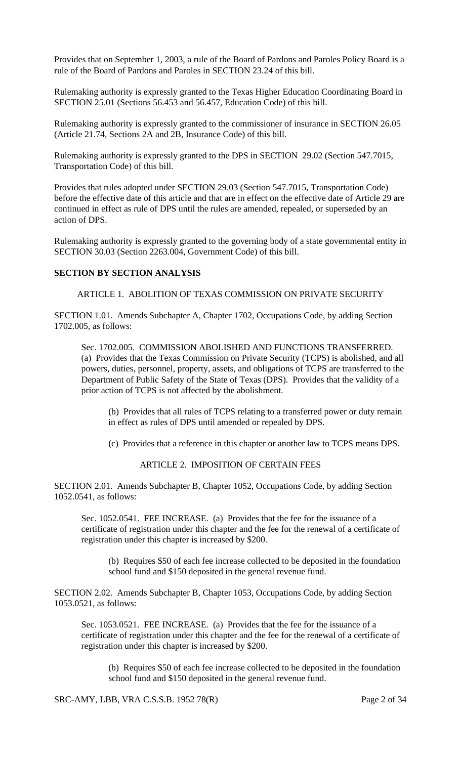Provides that on September 1, 2003, a rule of the Board of Pardons and Paroles Policy Board is a rule of the Board of Pardons and Paroles in SECTION 23.24 of this bill.

Rulemaking authority is expressly granted to the Texas Higher Education Coordinating Board in SECTION 25.01 (Sections 56.453 and 56.457, Education Code) of this bill.

Rulemaking authority is expressly granted to the commissioner of insurance in SECTION 26.05 (Article 21.74, Sections 2A and 2B, Insurance Code) of this bill.

Rulemaking authority is expressly granted to the DPS in SECTION 29.02 (Section 547.7015, Transportation Code) of this bill.

Provides that rules adopted under SECTION 29.03 (Section 547.7015, Transportation Code) before the effective date of this article and that are in effect on the effective date of Article 29 are continued in effect as rule of DPS until the rules are amended, repealed, or superseded by an action of DPS.

Rulemaking authority is expressly granted to the governing body of a state governmental entity in SECTION 30.03 (Section 2263.004, Government Code) of this bill.

## SECTION BY SECTION ANALYSIS

### ARTICLE 1. ABOLITION OF TEXAS COMMISSION ON PRIVATE SECURITY

SECTION 1.01. Amends Subchapter A, Chapter 1702, Occupations Code, by adding Section 1702.005, as follows:

Sec. 1702.005. COMMISSION ABOLISHED AND FUNCTIONS TRANSFERRED. (a) Provides that the Texas Commission on Private Security (TCPS) is abolished, and all powers, duties, personnel, property, assets, and obligations of TCPS are transferred to the Department of Public Safety of the State of Texas (DPS). Provides that the validity of a prior action of TCPS is not affected by the abolishment.

(b) Provides that all rules of TCPS relating to a transferred power or duty remain in effect as rules of DPS until amended or repealed by DPS.

(c) Provides that a reference in this chapter or another law to TCPS means DPS.

### ARTICLE 2. IMPOSITION OF CERTAIN FEES

SECTION 2.01. Amends Subchapter B, Chapter 1052, Occupations Code, by adding Section 1052.0541, as follows:

Sec. 1052.0541. FEE INCREASE. (a) Provides that the fee for the issuance of a certificate of registration under this chapter and the fee for the renewal of a certificate of registration under this chapter is increased by $200.

(b) Requires $50 of each fee increase collected to be deposited in the foundation school fund and $150 deposited in the general revenue fund.

SECTION 2.02. Amends Subchapter B, Chapter 1053, Occupations Code, by adding Section 1053.0521, as follows:

Sec. 1053.0521. FEE INCREASE. (a) Provides that the fee for the issuance of a certificate of registration under this chapter and the fee for the renewal of a certificate of registration under this chapter is increased by $200.

(b) Requires $50 of each fee increase collected to be deposited in the foundation school fund and $150 deposited in the general revenue fund.

SRC-AMY, LBB, VRA C.S.S.B. 1952 78(R)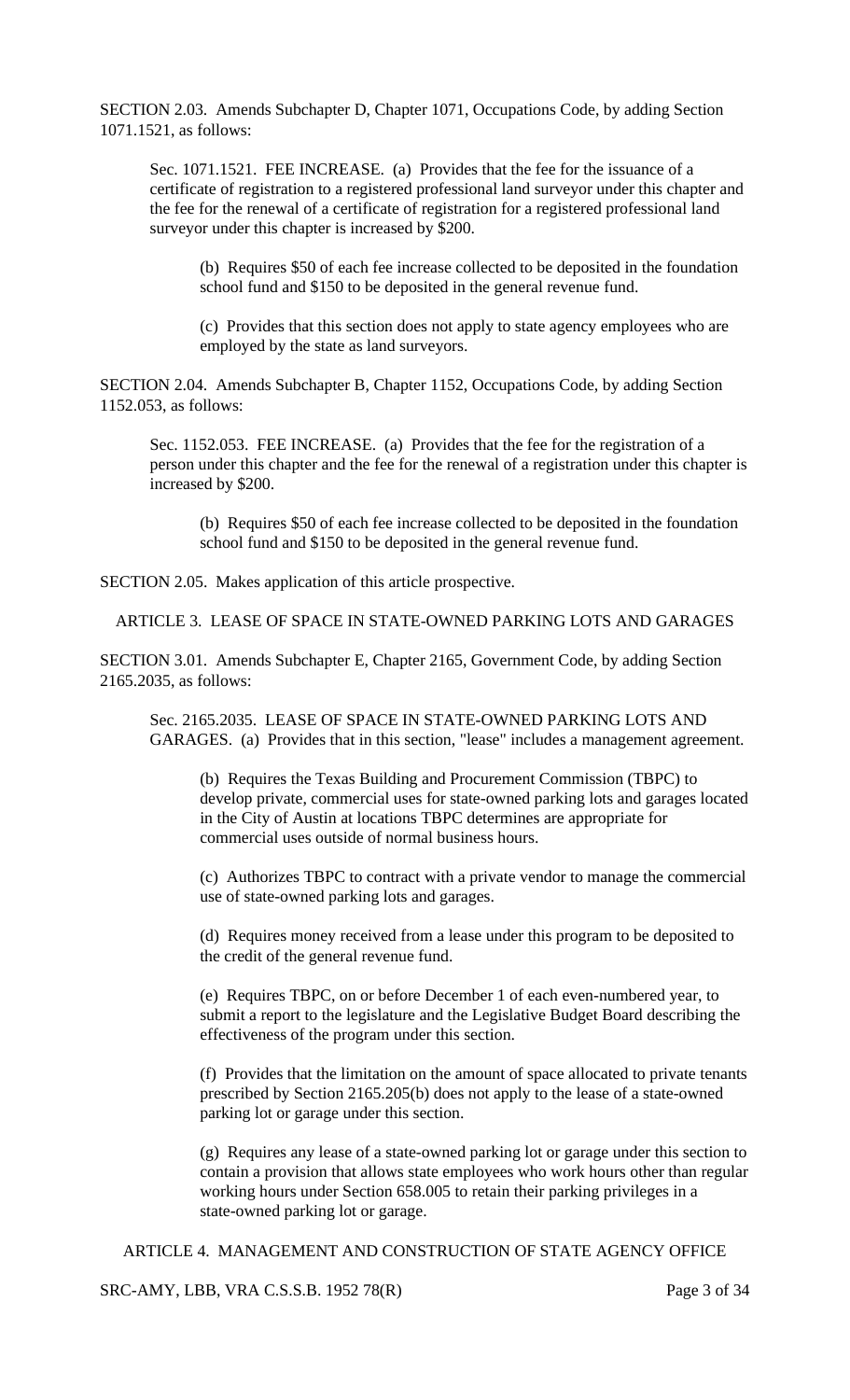SECTION 2.03. Amends Subchapter D, Chapter 1071, Occupations Code, by adding Section 1071.1521, as follows:

> Sec. 1071.1521. FEE INCREASE. (a) Provides that the fee for the issuance of a certificate of registration to a registered professional land surveyor under this chapter and the fee for the renewal of a certificate of registration for a registered professional land surveyor under this chapter is increased by $200.
>
> > (b) Requires $50 of each fee increase collected to be deposited in the foundation school fund and $150 to be deposited in the general revenue fund.
> >
> > (c) Provides that this section does not apply to state agency employees who are employed by the state as land surveyors.

SECTION 2.04. Amends Subchapter B, Chapter 1152, Occupations Code, by adding Section 1152.053, as follows:

> Sec. 1152.053. FEE INCREASE. (a) Provides that the fee for the registration of a person under this chapter and the fee for the renewal of a registration under this chapter is increased by $200.
>
> > (b) Requires $50 of each fee increase collected to be deposited in the foundation school fund and $150 to be deposited in the general revenue fund.

SECTION 2.05. Makes application of this article prospective.

## ARTICLE 3. LEASE OF SPACE IN STATE-OWNED PARKING LOTS AND GARAGES

SECTION 3.01. Amends Subchapter E, Chapter 2165, Government Code, by adding Section 2165.2035, as follows:

> Sec. 2165.2035. LEASE OF SPACE IN STATE-OWNED PARKING LOTS AND GARAGES. (a) Provides that in this section, "lease" includes a management agreement.
>
> > (b) Requires the Texas Building and Procurement Commission (TBPC) to develop private, commercial uses for state-owned parking lots and garages located in the City of Austin at locations TBPC determines are appropriate for commercial uses outside of normal business hours.
> >
> > (c) Authorizes TBPC to contract with a private vendor to manage the commercial use of state-owned parking lots and garages.
> >
> > (d) Requires money received from a lease under this program to be deposited to the credit of the general revenue fund.
> >
> > (e) Requires TBPC, on or before December 1 of each even-numbered year, to submit a report to the legislature and the Legislative Budget Board describing the effectiveness of the program under this section.
> >
> > (f) Provides that the limitation on the amount of space allocated to private tenants prescribed by Section 2165.205(b) does not apply to the lease of a state-owned parking lot or garage under this section.
> >
> > (g) Requires any lease of a state-owned parking lot or garage under this section to contain a provision that allows state employees who work hours other than regular working hours under Section 658.005 to retain their parking privileges in a state-owned parking lot or garage.

## ARTICLE 4. MANAGEMENT AND CONSTRUCTION OF STATE AGENCY OFFICE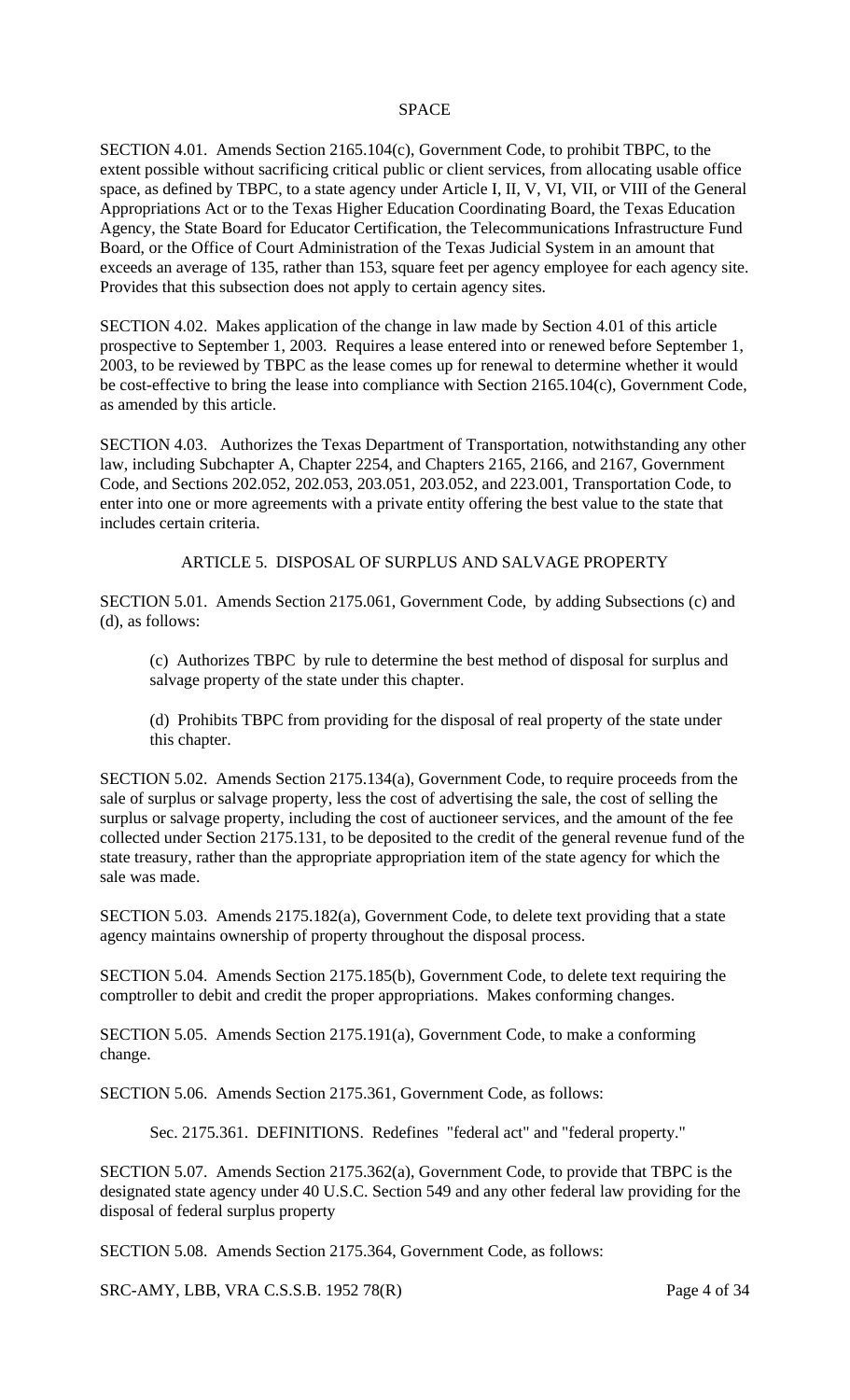## SPACE

SECTION 4.01. Amends Section 2165.104(c), Government Code, to prohibit TBPC, to the extent possible without sacrificing critical public or client services, from allocating usable office space, as defined by TBPC, to a state agency under Article I, II, V, VI, VII, or VIII of the General Appropriations Act or to the Texas Higher Education Coordinating Board, the Texas Education Agency, the State Board for Educator Certification, the Telecommunications Infrastructure Fund Board, or the Office of Court Administration of the Texas Judicial System in an amount that exceeds an average of 135, rather than 153, square feet per agency employee for each agency site. Provides that this subsection does not apply to certain agency sites.

SECTION 4.02. Makes application of the change in law made by Section 4.01 of this article prospective to September 1, 2003. Requires a lease entered into or renewed before September 1, 2003, to be reviewed by TBPC as the lease comes up for renewal to determine whether it would be cost-effective to bring the lease into compliance with Section 2165.104(c), Government Code, as amended by this article.

SECTION 4.03. Authorizes the Texas Department of Transportation, notwithstanding any other law, including Subchapter A, Chapter 2254, and Chapters 2165, 2166, and 2167, Government Code, and Sections 202.052, 202.053, 203.051, 203.052, and 223.001, Transportation Code, to enter into one or more agreements with a private entity offering the best value to the state that includes certain criteria.

## ARTICLE 5. DISPOSAL OF SURPLUS AND SALVAGE PROPERTY

SECTION 5.01. Amends Section 2175.061, Government Code, by adding Subsections (c) and (d), as follows:

> (c) Authorizes TBPC by rule to determine the best method of disposal for surplus and salvage property of the state under this chapter.
>
> (d) Prohibits TBPC from providing for the disposal of real property of the state under this chapter.

SECTION 5.02. Amends Section 2175.134(a), Government Code, to require proceeds from the sale of surplus or salvage property, less the cost of advertising the sale, the cost of selling the surplus or salvage property, including the cost of auctioneer services, and the amount of the fee collected under Section 2175.131, to be deposited to the credit of the general revenue fund of the state treasury, rather than the appropriate appropriation item of the state agency for which the sale was made.

SECTION 5.03. Amends 2175.182(a), Government Code, to delete text providing that a state agency maintains ownership of property throughout the disposal process.

SECTION 5.04. Amends Section 2175.185(b), Government Code, to delete text requiring the comptroller to debit and credit the proper appropriations. Makes conforming changes.

SECTION 5.05. Amends Section 2175.191(a), Government Code, to make a conforming change.

SECTION 5.06. Amends Section 2175.361, Government Code, as follows:

> Sec. 2175.361. DEFINITIONS. Redefines "federal act" and "federal property."

SECTION 5.07. Amends Section 2175.362(a), Government Code, to provide that TBPC is the designated state agency under 40 U.S.C. Section 549 and any other federal law providing for the disposal of federal surplus property

SECTION 5.08. Amends Section 2175.364, Government Code, as follows:

SRC-AMY, LBB, VRA C.S.S.B. 1952 78(R)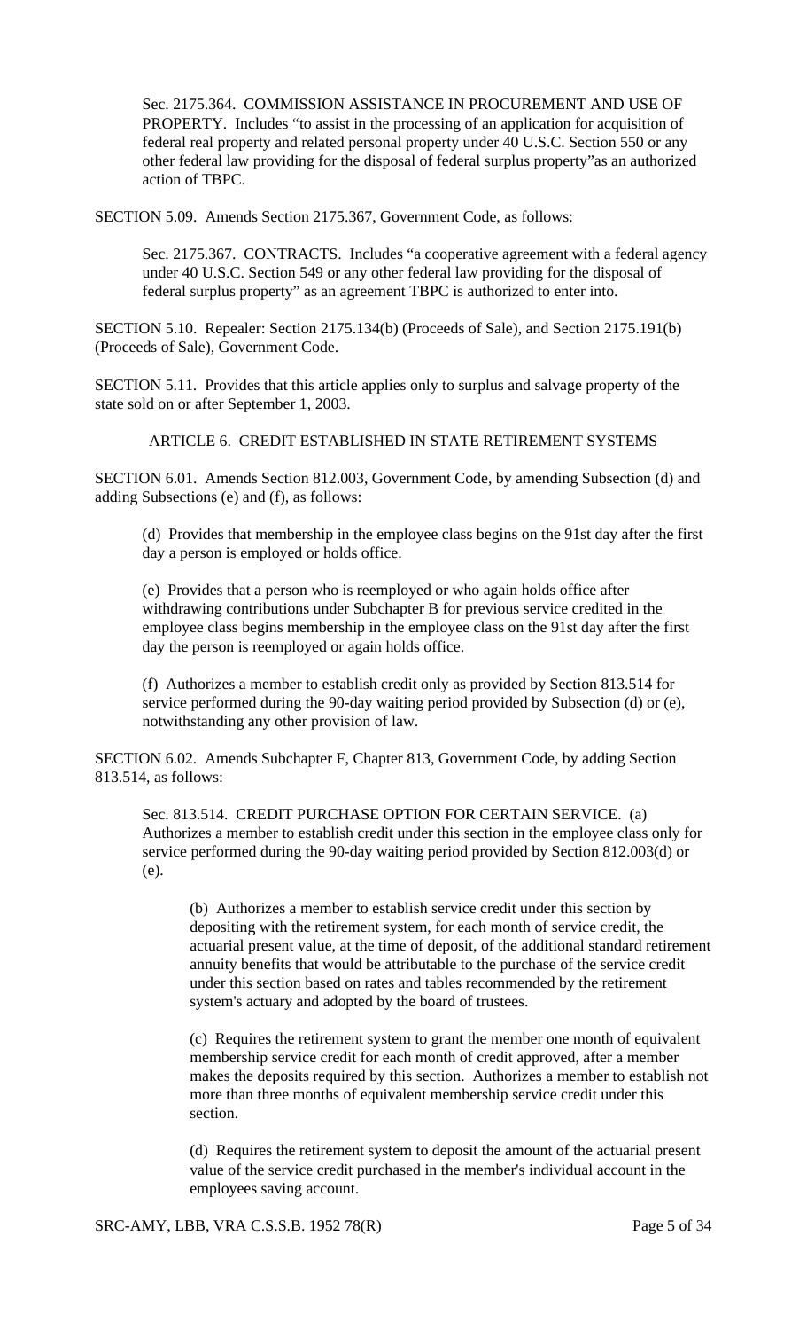Sec. 2175.364. COMMISSION ASSISTANCE IN PROCUREMENT AND USE OF PROPERTY. Includes "to assist in the processing of an application for acquisition of federal real property and related personal property under 40 U.S.C. Section 550 or any other federal law providing for the disposal of federal surplus property"as an authorized action of TBPC.

SECTION 5.09. Amends Section 2175.367, Government Code, as follows:

Sec. 2175.367. CONTRACTS. Includes "a cooperative agreement with a federal agency under 40 U.S.C. Section 549 or any other federal law providing for the disposal of federal surplus property" as an agreement TBPC is authorized to enter into.

SECTION 5.10. Repealer: Section 2175.134(b) (Proceeds of Sale), and Section 2175.191(b) (Proceeds of Sale), Government Code.

SECTION 5.11. Provides that this article applies only to surplus and salvage property of the state sold on or after September 1, 2003.

ARTICLE 6. CREDIT ESTABLISHED IN STATE RETIREMENT SYSTEMS

SECTION 6.01. Amends Section 812.003, Government Code, by amending Subsection (d) and adding Subsections (e) and (f), as follows:

(d) Provides that membership in the employee class begins on the 91st day after the first day a person is employed or holds office.

(e) Provides that a person who is reemployed or who again holds office after withdrawing contributions under Subchapter B for previous service credited in the employee class begins membership in the employee class on the 91st day after the first day the person is reemployed or again holds office.

(f) Authorizes a member to establish credit only as provided by Section 813.514 for service performed during the 90-day waiting period provided by Subsection (d) or (e), notwithstanding any other provision of law.

SECTION 6.02. Amends Subchapter F, Chapter 813, Government Code, by adding Section 813.514, as follows:

Sec. 813.514. CREDIT PURCHASE OPTION FOR CERTAIN SERVICE. (a) Authorizes a member to establish credit under this section in the employee class only for service performed during the 90-day waiting period provided by Section 812.003(d) or (e).

(b) Authorizes a member to establish service credit under this section by depositing with the retirement system, for each month of service credit, the actuarial present value, at the time of deposit, of the additional standard retirement annuity benefits that would be attributable to the purchase of the service credit under this section based on rates and tables recommended by the retirement system's actuary and adopted by the board of trustees.

(c) Requires the retirement system to grant the member one month of equivalent membership service credit for each month of credit approved, after a member makes the deposits required by this section. Authorizes a member to establish not more than three months of equivalent membership service credit under this section.

(d) Requires the retirement system to deposit the amount of the actuarial present value of the service credit purchased in the member's individual account in the employees saving account.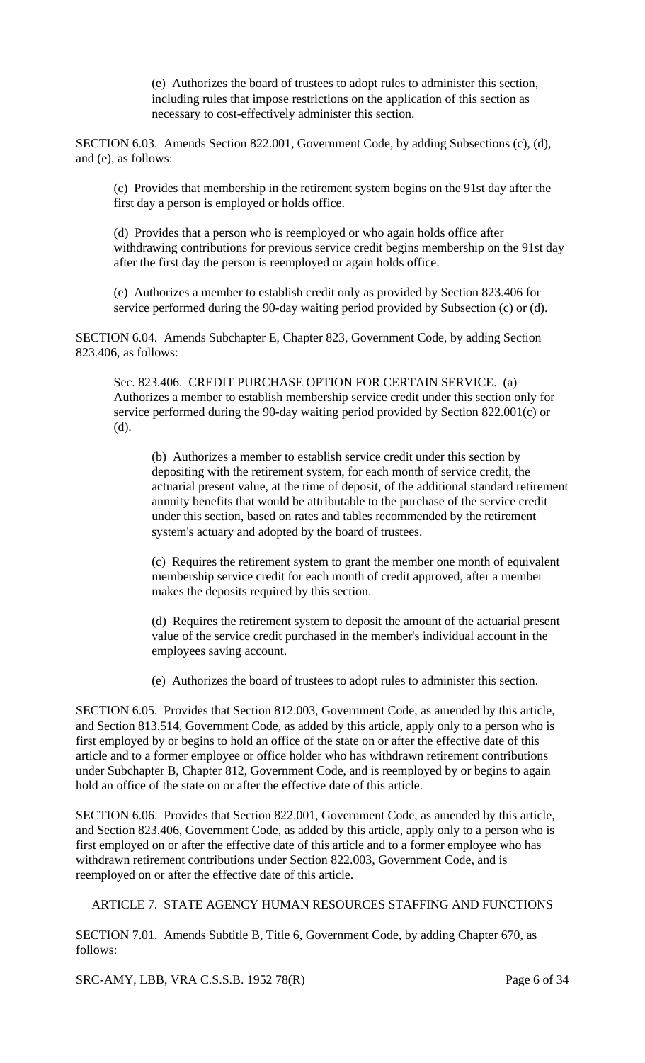(e) Authorizes the board of trustees to adopt rules to administer this section, including rules that impose restrictions on the application of this section as necessary to cost-effectively administer this section.

SECTION 6.03. Amends Section 822.001, Government Code, by adding Subsections (c), (d), and (e), as follows:

(c) Provides that membership in the retirement system begins on the 91st day after the first day a person is employed or holds office.

(d) Provides that a person who is reemployed or who again holds office after withdrawing contributions for previous service credit begins membership on the 91st day after the first day the person is reemployed or again holds office.

(e) Authorizes a member to establish credit only as provided by Section 823.406 for service performed during the 90-day waiting period provided by Subsection (c) or (d).

SECTION 6.04. Amends Subchapter E, Chapter 823, Government Code, by adding Section 823.406, as follows:

Sec. 823.406. CREDIT PURCHASE OPTION FOR CERTAIN SERVICE. (a) Authorizes a member to establish membership service credit under this section only for service performed during the 90-day waiting period provided by Section 822.001(c) or (d).

(b) Authorizes a member to establish service credit under this section by depositing with the retirement system, for each month of service credit, the actuarial present value, at the time of deposit, of the additional standard retirement annuity benefits that would be attributable to the purchase of the service credit under this section, based on rates and tables recommended by the retirement system's actuary and adopted by the board of trustees.

(c) Requires the retirement system to grant the member one month of equivalent membership service credit for each month of credit approved, after a member makes the deposits required by this section.

(d) Requires the retirement system to deposit the amount of the actuarial present value of the service credit purchased in the member's individual account in the employees saving account.

(e) Authorizes the board of trustees to adopt rules to administer this section.

SECTION 6.05. Provides that Section 812.003, Government Code, as amended by this article, and Section 813.514, Government Code, as added by this article, apply only to a person who is first employed by or begins to hold an office of the state on or after the effective date of this article and to a former employee or office holder who has withdrawn retirement contributions under Subchapter B, Chapter 812, Government Code, and is reemployed by or begins to again hold an office of the state on or after the effective date of this article.

SECTION 6.06. Provides that Section 822.001, Government Code, as amended by this article, and Section 823.406, Government Code, as added by this article, apply only to a person who is first employed on or after the effective date of this article and to a former employee who has withdrawn retirement contributions under Section 822.003, Government Code, and is reemployed on or after the effective date of this article.

ARTICLE 7. STATE AGENCY HUMAN RESOURCES STAFFING AND FUNCTIONS

SECTION 7.01. Amends Subtitle B, Title 6, Government Code, by adding Chapter 670, as follows: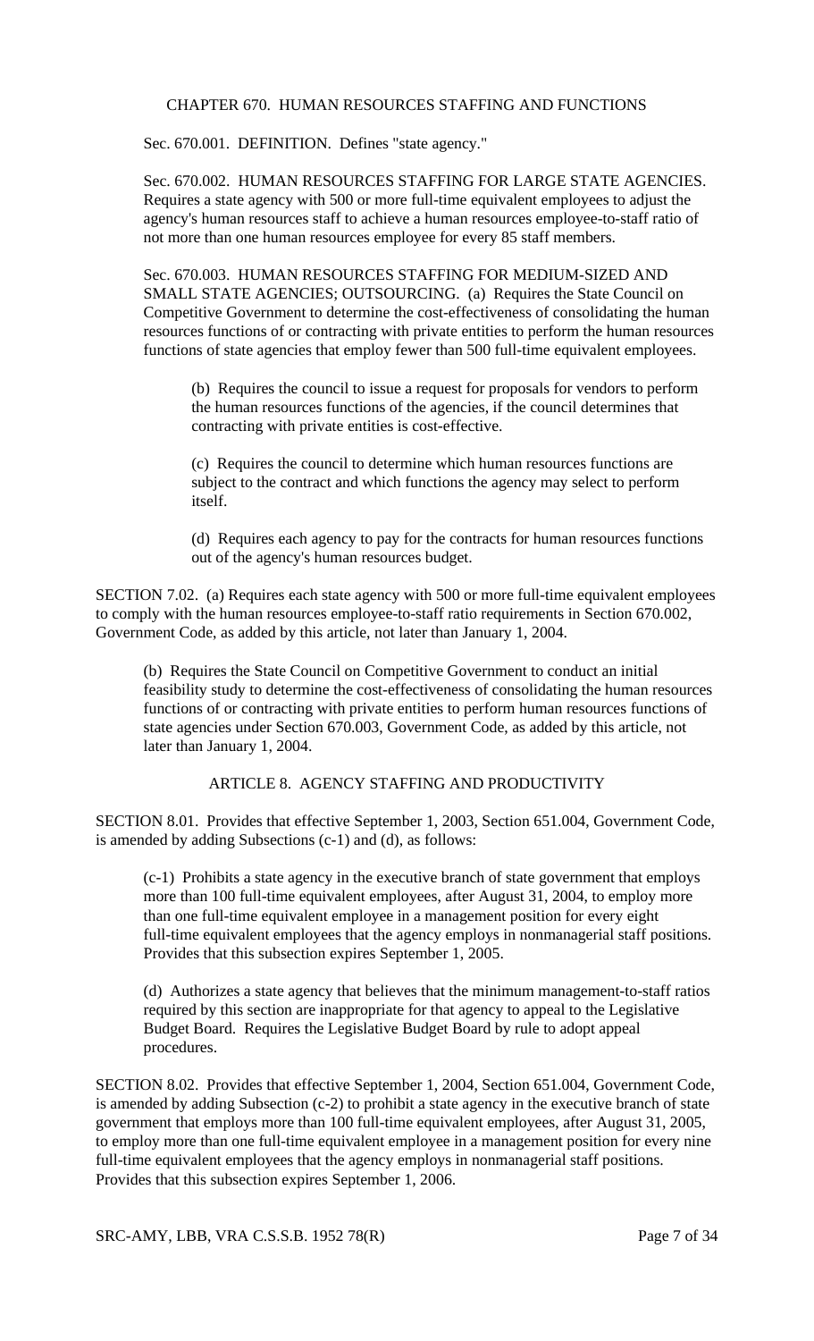CHAPTER 670. HUMAN RESOURCES STAFFING AND FUNCTIONS

Sec. 670.001. DEFINITION. Defines "state agency."

Sec. 670.002. HUMAN RESOURCES STAFFING FOR LARGE STATE AGENCIES. Requires a state agency with 500 or more full-time equivalent employees to adjust the agency's human resources staff to achieve a human resources employee-to-staff ratio of not more than one human resources employee for every 85 staff members.

Sec. 670.003. HUMAN RESOURCES STAFFING FOR MEDIUM-SIZED AND SMALL STATE AGENCIES; OUTSOURCING. (a) Requires the State Council on Competitive Government to determine the cost-effectiveness of consolidating the human resources functions of or contracting with private entities to perform the human resources functions of state agencies that employ fewer than 500 full-time equivalent employees.

> (b) Requires the council to issue a request for proposals for vendors to perform the human resources functions of the agencies, if the council determines that contracting with private entities is cost-effective.
>
> (c) Requires the council to determine which human resources functions are subject to the contract and which functions the agency may select to perform itself.
>
> (d) Requires each agency to pay for the contracts for human resources functions out of the agency's human resources budget.

SECTION 7.02. (a) Requires each state agency with 500 or more full-time equivalent employees to comply with the human resources employee-to-staff ratio requirements in Section 670.002, Government Code, as added by this article, not later than January 1, 2004.

> (b) Requires the State Council on Competitive Government to conduct an initial feasibility study to determine the cost-effectiveness of consolidating the human resources functions of or contracting with private entities to perform human resources functions of state agencies under Section 670.003, Government Code, as added by this article, not later than January 1, 2004.

ARTICLE 8. AGENCY STAFFING AND PRODUCTIVITY

SECTION 8.01. Provides that effective September 1, 2003, Section 651.004, Government Code, is amended by adding Subsections (c-1) and (d), as follows:

> (c-1) Prohibits a state agency in the executive branch of state government that employs more than 100 full-time equivalent employees, after August 31, 2004, to employ more than one full-time equivalent employee in a management position for every eight full-time equivalent employees that the agency employs in nonmanagerial staff positions. Provides that this subsection expires September 1, 2005.
>
> (d) Authorizes a state agency that believes that the minimum management-to-staff ratios required by this section are inappropriate for that agency to appeal to the Legislative Budget Board. Requires the Legislative Budget Board by rule to adopt appeal procedures.

SECTION 8.02. Provides that effective September 1, 2004, Section 651.004, Government Code, is amended by adding Subsection (c-2) to prohibit a state agency in the executive branch of state government that employs more than 100 full-time equivalent employees, after August 31, 2005, to employ more than one full-time equivalent employee in a management position for every nine full-time equivalent employees that the agency employs in nonmanagerial staff positions. Provides that this subsection expires September 1, 2006.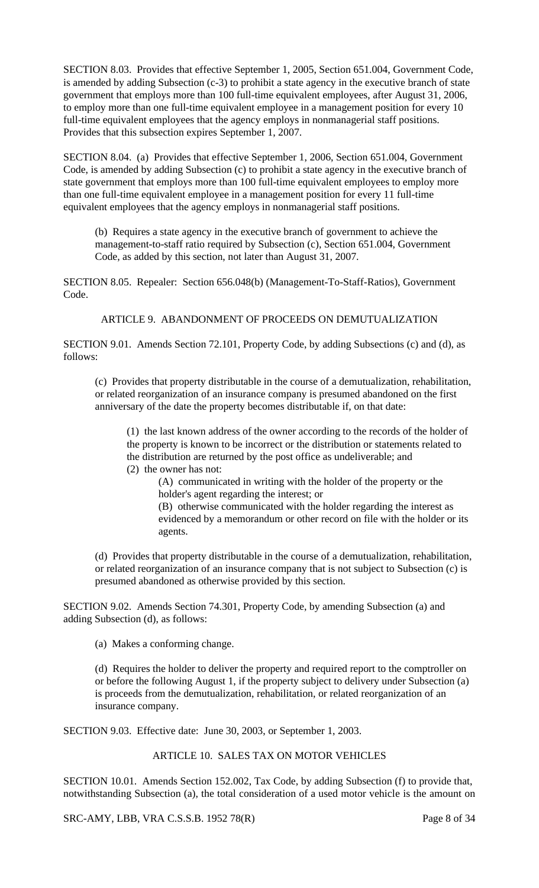SECTION 8.03. Provides that effective September 1, 2005, Section 651.004, Government Code, is amended by adding Subsection (c-3) to prohibit a state agency in the executive branch of state government that employs more than 100 full-time equivalent employees, after August 31, 2006, to employ more than one full-time equivalent employee in a management position for every 10 full-time equivalent employees that the agency employs in nonmanagerial staff positions. Provides that this subsection expires September 1, 2007.

SECTION 8.04. (a) Provides that effective September 1, 2006, Section 651.004, Government Code, is amended by adding Subsection (c) to prohibit a state agency in the executive branch of state government that employs more than 100 full-time equivalent employees to employ more than one full-time equivalent employee in a management position for every 11 full-time equivalent employees that the agency employs in nonmanagerial staff positions.

> (b) Requires a state agency in the executive branch of government to achieve the management-to-staff ratio required by Subsection (c), Section 651.004, Government Code, as added by this section, not later than August 31, 2007.

SECTION 8.05. Repealer: Section 656.048(b) (Management-To-Staff-Ratios), Government Code.

## ARTICLE 9. ABANDONMENT OF PROCEEDS ON DEMUTUALIZATION

SECTION 9.01. Amends Section 72.101, Property Code, by adding Subsections (c) and (d), as follows:

> (c) Provides that property distributable in the course of a demutualization, rehabilitation, or related reorganization of an insurance company is presumed abandoned on the first anniversary of the date the property becomes distributable if, on that date:
>
> > (1) the last known address of the owner according to the records of the holder of the property is known to be incorrect or the distribution or statements related to the distribution are returned by the post office as undeliverable; and
> >
> > (2) the owner has not:
> >
> > > (A) communicated in writing with the holder of the property or the holder's agent regarding the interest; or
> > >
> > > (B) otherwise communicated with the holder regarding the interest as evidenced by a memorandum or other record on file with the holder or its agents.
>
> (d) Provides that property distributable in the course of a demutualization, rehabilitation, or related reorganization of an insurance company that is not subject to Subsection (c) is presumed abandoned as otherwise provided by this section.

SECTION 9.02. Amends Section 74.301, Property Code, by amending Subsection (a) and adding Subsection (d), as follows:

> (a) Makes a conforming change.
>
> (d) Requires the holder to deliver the property and required report to the comptroller on or before the following August 1, if the property subject to delivery under Subsection (a) is proceeds from the demutualization, rehabilitation, or related reorganization of an insurance company.

SECTION 9.03. Effective date: June 30, 2003, or September 1, 2003.

## ARTICLE 10. SALES TAX ON MOTOR VEHICLES

SECTION 10.01. Amends Section 152.002, Tax Code, by adding Subsection (f) to provide that, notwithstanding Subsection (a), the total consideration of a used motor vehicle is the amount on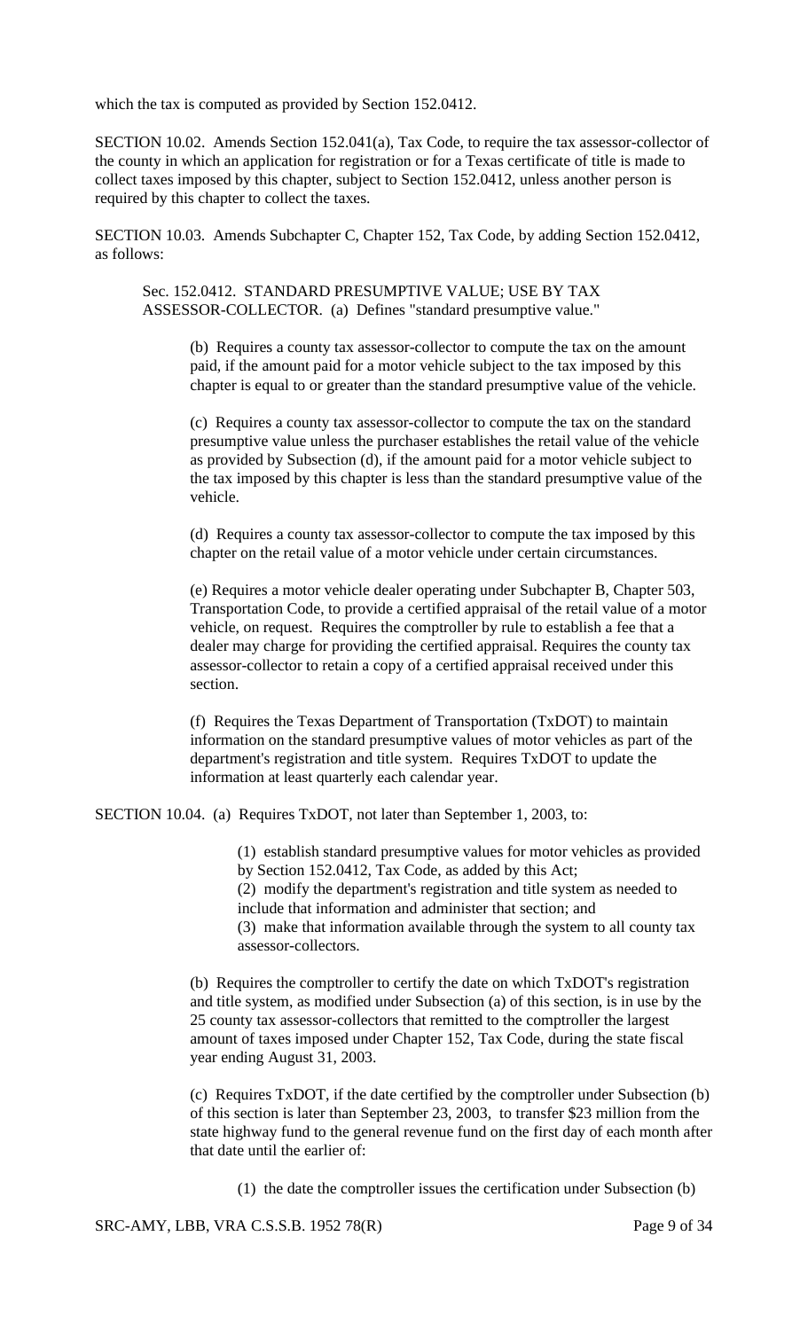which the tax is computed as provided by Section 152.0412.

SECTION 10.02. Amends Section 152.041(a), Tax Code, to require the tax assessor-collector of the county in which an application for registration or for a Texas certificate of title is made to collect taxes imposed by this chapter, subject to Section 152.0412, unless another person is required by this chapter to collect the taxes.

SECTION 10.03. Amends Subchapter C, Chapter 152, Tax Code, by adding Section 152.0412, as follows:

> Sec. 152.0412. STANDARD PRESUMPTIVE VALUE; USE BY TAX ASSESSOR-COLLECTOR. (a) Defines "standard presumptive value."
>
> > (b) Requires a county tax assessor-collector to compute the tax on the amount paid, if the amount paid for a motor vehicle subject to the tax imposed by this chapter is equal to or greater than the standard presumptive value of the vehicle.
> >
> > (c) Requires a county tax assessor-collector to compute the tax on the standard presumptive value unless the purchaser establishes the retail value of the vehicle as provided by Subsection (d), if the amount paid for a motor vehicle subject to the tax imposed by this chapter is less than the standard presumptive value of the vehicle.
> >
> > (d) Requires a county tax assessor-collector to compute the tax imposed by this chapter on the retail value of a motor vehicle under certain circumstances.
> >
> > (e) Requires a motor vehicle dealer operating under Subchapter B, Chapter 503, Transportation Code, to provide a certified appraisal of the retail value of a motor vehicle, on request. Requires the comptroller by rule to establish a fee that a dealer may charge for providing the certified appraisal. Requires the county tax assessor-collector to retain a copy of a certified appraisal received under this section.
> >
> > (f) Requires the Texas Department of Transportation (TxDOT) to maintain information on the standard presumptive values of motor vehicles as part of the department's registration and title system. Requires TxDOT to update the information at least quarterly each calendar year.

SECTION 10.04. (a) Requires TxDOT, not later than September 1, 2003, to:

> (1) establish standard presumptive values for motor vehicles as provided by Section 152.0412, Tax Code, as added by this Act;
> (2) modify the department's registration and title system as needed to include that information and administer that section; and
> (3) make that information available through the system to all county tax assessor-collectors.

> (b) Requires the comptroller to certify the date on which TxDOT's registration and title system, as modified under Subsection (a) of this section, is in use by the 25 county tax assessor-collectors that remitted to the comptroller the largest amount of taxes imposed under Chapter 152, Tax Code, during the state fiscal year ending August 31, 2003.
>
> (c) Requires TxDOT, if the date certified by the comptroller under Subsection (b) of this section is later than September 23, 2003, to transfer $23 million from the state highway fund to the general revenue fund on the first day of each month after that date until the earlier of:
>
> > (1) the date the comptroller issues the certification under Subsection (b)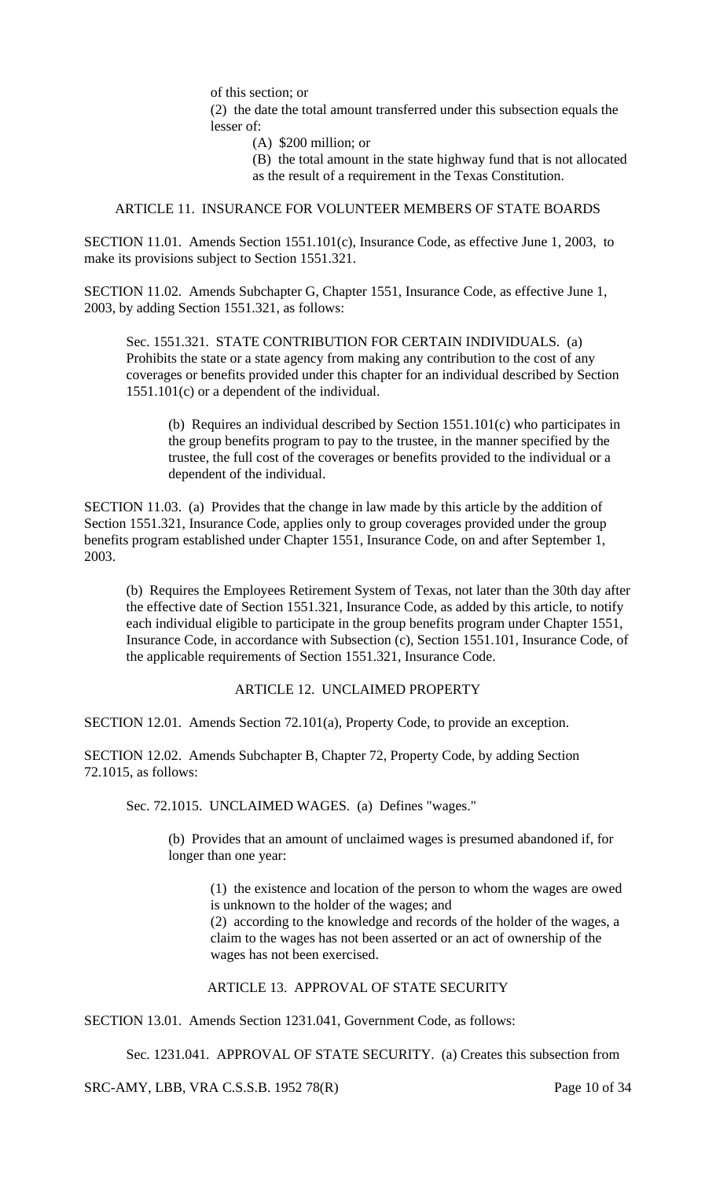of this section; or

(2) the date the total amount transferred under this subsection equals the lesser of:

(A) $200 million; or

(B) the total amount in the state highway fund that is not allocated as the result of a requirement in the Texas Constitution.

ARTICLE 11. INSURANCE FOR VOLUNTEER MEMBERS OF STATE BOARDS

SECTION 11.01. Amends Section 1551.101(c), Insurance Code, as effective June 1, 2003, to make its provisions subject to Section 1551.321.

SECTION 11.02. Amends Subchapter G, Chapter 1551, Insurance Code, as effective June 1, 2003, by adding Section 1551.321, as follows:

Sec. 1551.321. STATE CONTRIBUTION FOR CERTAIN INDIVIDUALS. (a) Prohibits the state or a state agency from making any contribution to the cost of any coverages or benefits provided under this chapter for an individual described by Section 1551.101(c) or a dependent of the individual.

(b) Requires an individual described by Section 1551.101(c) who participates in the group benefits program to pay to the trustee, in the manner specified by the trustee, the full cost of the coverages or benefits provided to the individual or a dependent of the individual.

SECTION 11.03. (a) Provides that the change in law made by this article by the addition of Section 1551.321, Insurance Code, applies only to group coverages provided under the group benefits program established under Chapter 1551, Insurance Code, on and after September 1, 2003.

(b) Requires the Employees Retirement System of Texas, not later than the 30th day after the effective date of Section 1551.321, Insurance Code, as added by this article, to notify each individual eligible to participate in the group benefits program under Chapter 1551, Insurance Code, in accordance with Subsection (c), Section 1551.101, Insurance Code, of the applicable requirements of Section 1551.321, Insurance Code.

ARTICLE 12. UNCLAIMED PROPERTY

SECTION 12.01. Amends Section 72.101(a), Property Code, to provide an exception.

SECTION 12.02. Amends Subchapter B, Chapter 72, Property Code, by adding Section 72.1015, as follows:

Sec. 72.1015. UNCLAIMED WAGES. (a) Defines "wages."

(b) Provides that an amount of unclaimed wages is presumed abandoned if, for longer than one year:

(1) the existence and location of the person to whom the wages are owed is unknown to the holder of the wages; and

(2) according to the knowledge and records of the holder of the wages, a claim to the wages has not been asserted or an act of ownership of the wages has not been exercised.

ARTICLE 13. APPROVAL OF STATE SECURITY

SECTION 13.01. Amends Section 1231.041, Government Code, as follows:

Sec. 1231.041. APPROVAL OF STATE SECURITY. (a) Creates this subsection from

SRC-AMY, LBB, VRA C.S.S.B. 1952 78(R)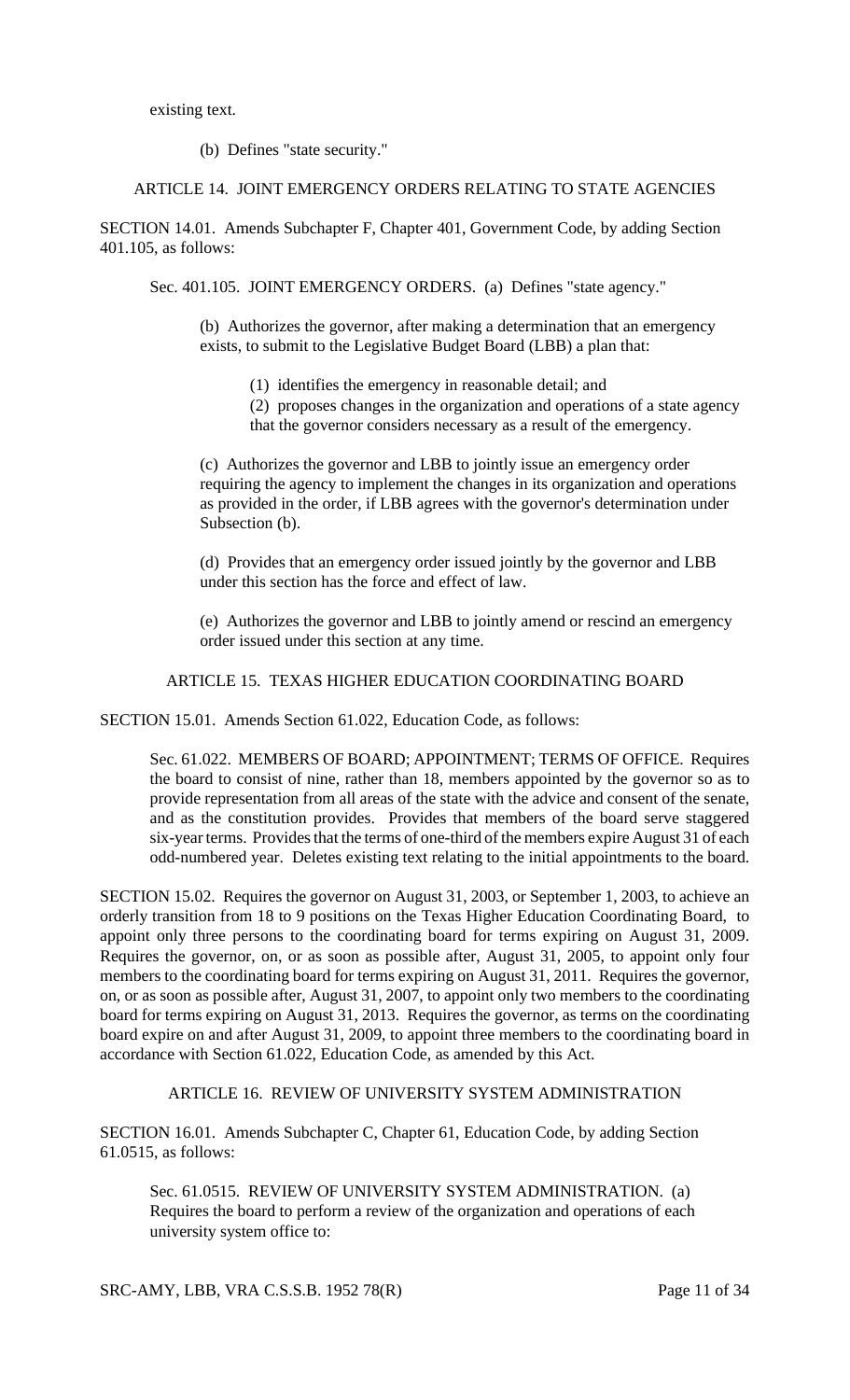existing text.

(b) Defines "state security."

ARTICLE 14. JOINT EMERGENCY ORDERS RELATING TO STATE AGENCIES

SECTION 14.01. Amends Subchapter F, Chapter 401, Government Code, by adding Section 401.105, as follows:

Sec. 401.105. JOINT EMERGENCY ORDERS. (a) Defines "state agency."

(b) Authorizes the governor, after making a determination that an emergency exists, to submit to the Legislative Budget Board (LBB) a plan that:

(1) identifies the emergency in reasonable detail; and

(2) proposes changes in the organization and operations of a state agency that the governor considers necessary as a result of the emergency.

(c) Authorizes the governor and LBB to jointly issue an emergency order requiring the agency to implement the changes in its organization and operations as provided in the order, if LBB agrees with the governor's determination under Subsection (b).

(d) Provides that an emergency order issued jointly by the governor and LBB under this section has the force and effect of law.

(e) Authorizes the governor and LBB to jointly amend or rescind an emergency order issued under this section at any time.

ARTICLE 15. TEXAS HIGHER EDUCATION COORDINATING BOARD

SECTION 15.01. Amends Section 61.022, Education Code, as follows:

Sec. 61.022. MEMBERS OF BOARD; APPOINTMENT; TERMS OF OFFICE. Requires the board to consist of nine, rather than 18, members appointed by the governor so as to provide representation from all areas of the state with the advice and consent of the senate, and as the constitution provides. Provides that members of the board serve staggered six-year terms. Provides that the terms of one-third of the members expire August 31 of each odd-numbered year. Deletes existing text relating to the initial appointments to the board.

SECTION 15.02. Requires the governor on August 31, 2003, or September 1, 2003, to achieve an orderly transition from 18 to 9 positions on the Texas Higher Education Coordinating Board, to appoint only three persons to the coordinating board for terms expiring on August 31, 2009. Requires the governor, on, or as soon as possible after, August 31, 2005, to appoint only four members to the coordinating board for terms expiring on August 31, 2011. Requires the governor, on, or as soon as possible after, August 31, 2007, to appoint only two members to the coordinating board for terms expiring on August 31, 2013. Requires the governor, as terms on the coordinating board expire on and after August 31, 2009, to appoint three members to the coordinating board in accordance with Section 61.022, Education Code, as amended by this Act.

ARTICLE 16. REVIEW OF UNIVERSITY SYSTEM ADMINISTRATION

SECTION 16.01. Amends Subchapter C, Chapter 61, Education Code, by adding Section 61.0515, as follows:

Sec. 61.0515. REVIEW OF UNIVERSITY SYSTEM ADMINISTRATION. (a) Requires the board to perform a review of the organization and operations of each university system office to: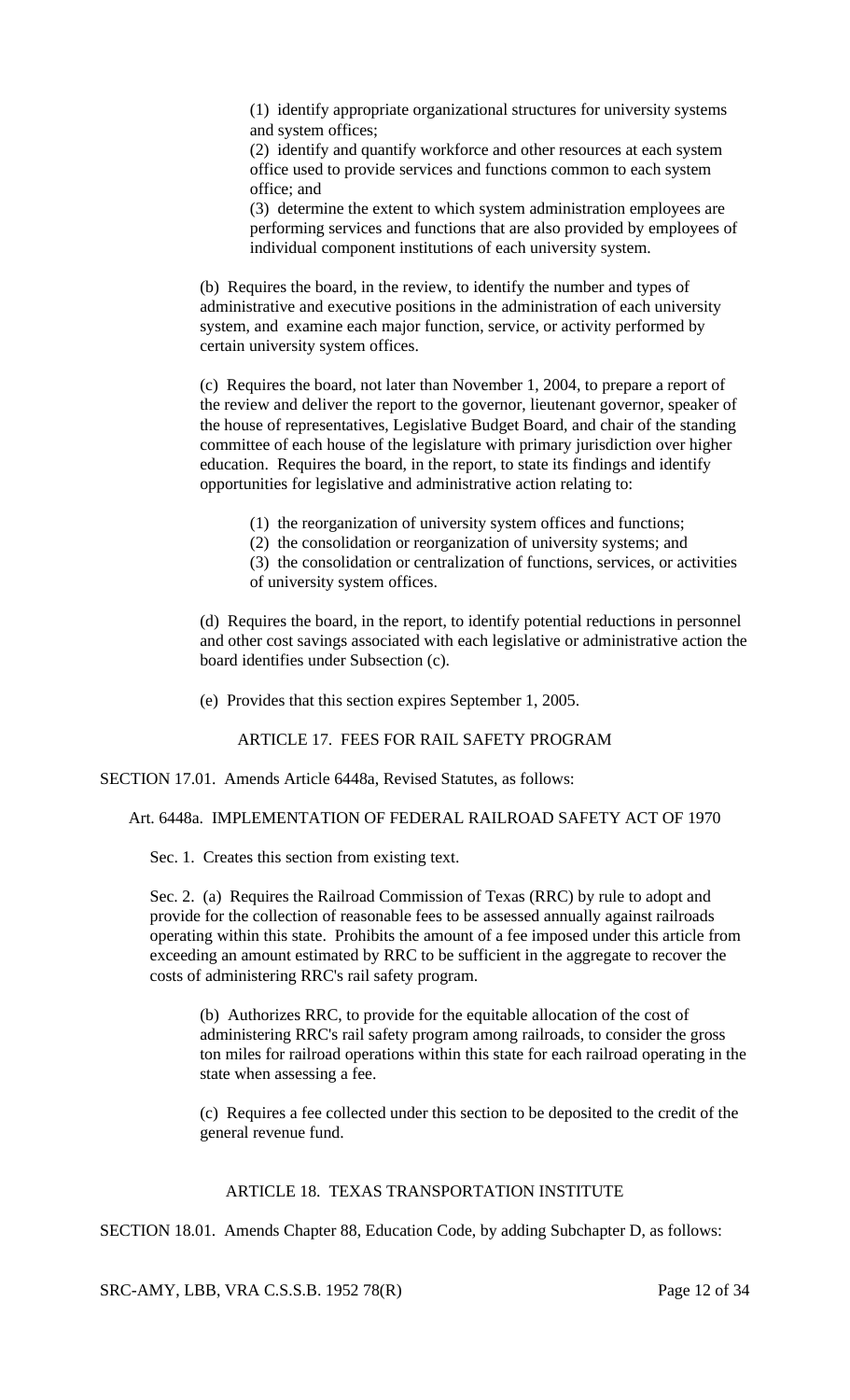(1) identify appropriate organizational structures for university systems and system offices;

(2) identify and quantify workforce and other resources at each system office used to provide services and functions common to each system office; and

(3) determine the extent to which system administration employees are performing services and functions that are also provided by employees of individual component institutions of each university system.

(b) Requires the board, in the review, to identify the number and types of administrative and executive positions in the administration of each university system, and examine each major function, service, or activity performed by certain university system offices.

(c) Requires the board, not later than November 1, 2004, to prepare a report of the review and deliver the report to the governor, lieutenant governor, speaker of the house of representatives, Legislative Budget Board, and chair of the standing committee of each house of the legislature with primary jurisdiction over higher education. Requires the board, in the report, to state its findings and identify opportunities for legislative and administrative action relating to:

(1) the reorganization of university system offices and functions;

(2) the consolidation or reorganization of university systems; and

(3) the consolidation or centralization of functions, services, or activities of university system offices.

(d) Requires the board, in the report, to identify potential reductions in personnel and other cost savings associated with each legislative or administrative action the board identifies under Subsection (c).

(e) Provides that this section expires September 1, 2005.

ARTICLE 17. FEES FOR RAIL SAFETY PROGRAM

SECTION 17.01. Amends Article 6448a, Revised Statutes, as follows:

Art. 6448a. IMPLEMENTATION OF FEDERAL RAILROAD SAFETY ACT OF 1970

Sec. 1. Creates this section from existing text.

Sec. 2. (a) Requires the Railroad Commission of Texas (RRC) by rule to adopt and provide for the collection of reasonable fees to be assessed annually against railroads operating within this state. Prohibits the amount of a fee imposed under this article from exceeding an amount estimated by RRC to be sufficient in the aggregate to recover the costs of administering RRC's rail safety program.

(b) Authorizes RRC, to provide for the equitable allocation of the cost of administering RRC's rail safety program among railroads, to consider the gross ton miles for railroad operations within this state for each railroad operating in the state when assessing a fee.

(c) Requires a fee collected under this section to be deposited to the credit of the general revenue fund.

ARTICLE 18. TEXAS TRANSPORTATION INSTITUTE

SECTION 18.01. Amends Chapter 88, Education Code, by adding Subchapter D, as follows: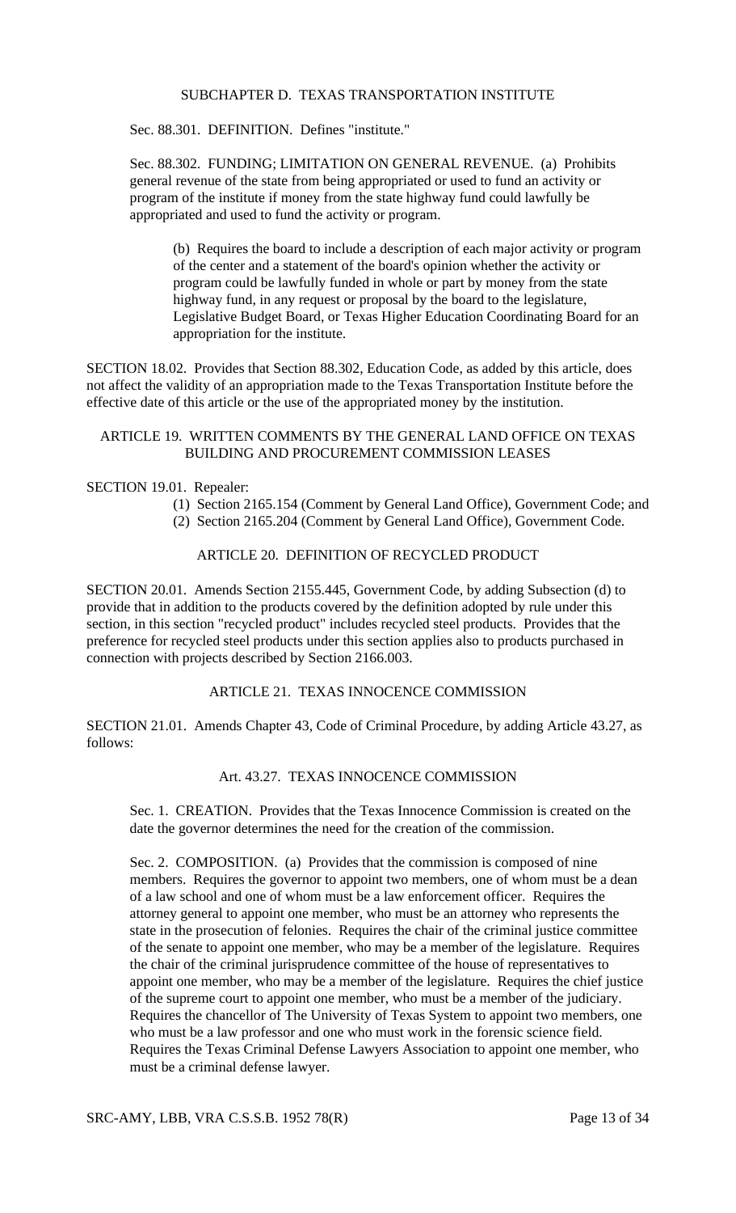SUBCHAPTER D. TEXAS TRANSPORTATION INSTITUTE

Sec. 88.301. DEFINITION. Defines "institute."

Sec. 88.302. FUNDING; LIMITATION ON GENERAL REVENUE. (a) Prohibits general revenue of the state from being appropriated or used to fund an activity or program of the institute if money from the state highway fund could lawfully be appropriated and used to fund the activity or program.

> (b) Requires the board to include a description of each major activity or program of the center and a statement of the board's opinion whether the activity or program could be lawfully funded in whole or part by money from the state highway fund, in any request or proposal by the board to the legislature, Legislative Budget Board, or Texas Higher Education Coordinating Board for an appropriation for the institute.

SECTION 18.02. Provides that Section 88.302, Education Code, as added by this article, does not affect the validity of an appropriation made to the Texas Transportation Institute before the effective date of this article or the use of the appropriated money by the institution.

ARTICLE 19. WRITTEN COMMENTS BY THE GENERAL LAND OFFICE ON TEXAS BUILDING AND PROCUREMENT COMMISSION LEASES

SECTION 19.01. Repealer:

(1) Section 2165.154 (Comment by General Land Office), Government Code; and
(2) Section 2165.204 (Comment by General Land Office), Government Code.

ARTICLE 20. DEFINITION OF RECYCLED PRODUCT

SECTION 20.01. Amends Section 2155.445, Government Code, by adding Subsection (d) to provide that in addition to the products covered by the definition adopted by rule under this section, in this section "recycled product" includes recycled steel products. Provides that the preference for recycled steel products under this section applies also to products purchased in connection with projects described by Section 2166.003.

ARTICLE 21. TEXAS INNOCENCE COMMISSION

SECTION 21.01. Amends Chapter 43, Code of Criminal Procedure, by adding Article 43.27, as follows:

Art. 43.27. TEXAS INNOCENCE COMMISSION

Sec. 1. CREATION. Provides that the Texas Innocence Commission is created on the date the governor determines the need for the creation of the commission.

Sec. 2. COMPOSITION. (a) Provides that the commission is composed of nine members. Requires the governor to appoint two members, one of whom must be a dean of a law school and one of whom must be a law enforcement officer. Requires the attorney general to appoint one member, who must be an attorney who represents the state in the prosecution of felonies. Requires the chair of the criminal justice committee of the senate to appoint one member, who may be a member of the legislature. Requires the chair of the criminal jurisprudence committee of the house of representatives to appoint one member, who may be a member of the legislature. Requires the chief justice of the supreme court to appoint one member, who must be a member of the judiciary. Requires the chancellor of The University of Texas System to appoint two members, one who must be a law professor and one who must work in the forensic science field. Requires the Texas Criminal Defense Lawyers Association to appoint one member, who must be a criminal defense lawyer.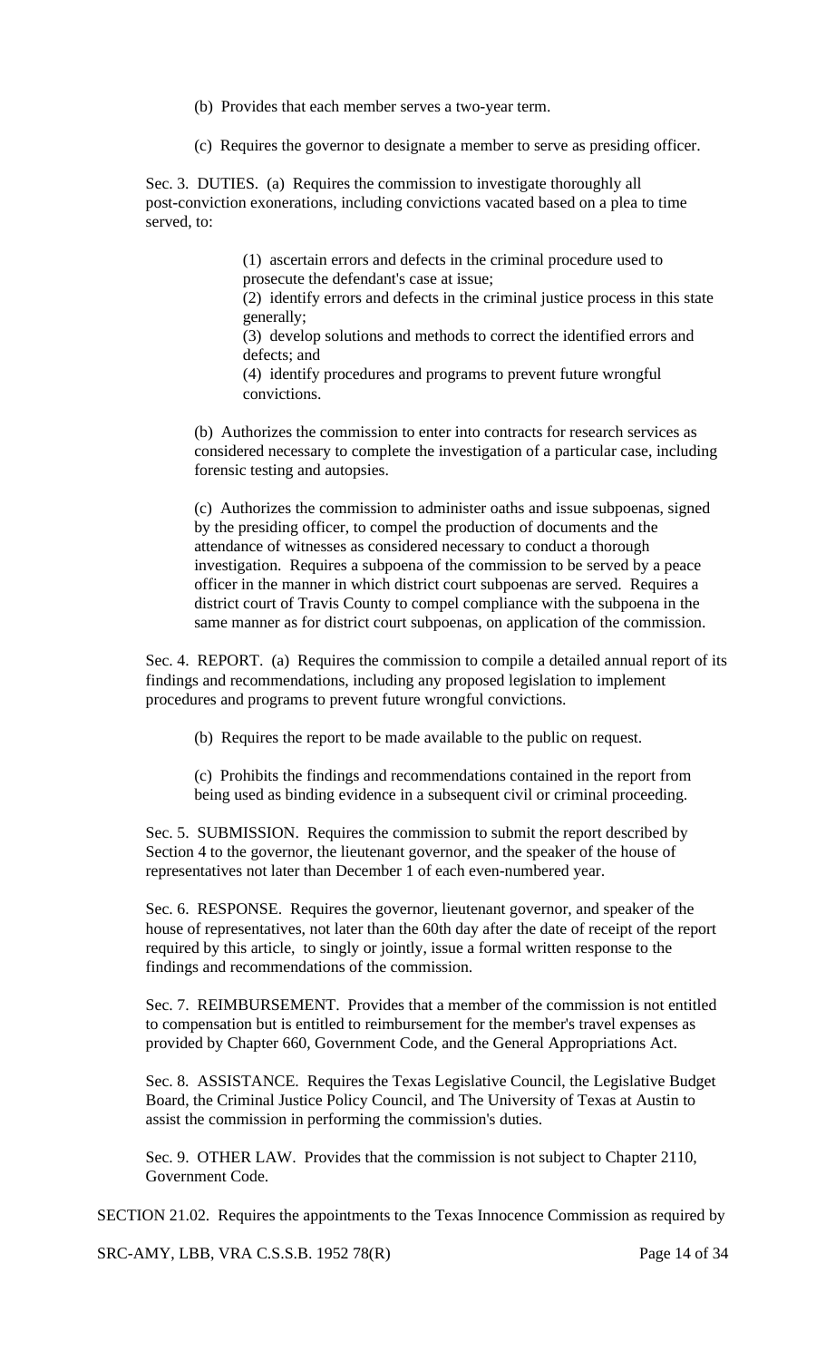(b) Provides that each member serves a two-year term.

(c) Requires the governor to designate a member to serve as presiding officer.

Sec. 3. DUTIES. (a) Requires the commission to investigate thoroughly all post-conviction exonerations, including convictions vacated based on a plea to time served, to:

(1) ascertain errors and defects in the criminal procedure used to prosecute the defendant's case at issue;
(2) identify errors and defects in the criminal justice process in this state generally;
(3) develop solutions and methods to correct the identified errors and defects; and
(4) identify procedures and programs to prevent future wrongful convictions.

(b) Authorizes the commission to enter into contracts for research services as considered necessary to complete the investigation of a particular case, including forensic testing and autopsies.

(c) Authorizes the commission to administer oaths and issue subpoenas, signed by the presiding officer, to compel the production of documents and the attendance of witnesses as considered necessary to conduct a thorough investigation. Requires a subpoena of the commission to be served by a peace officer in the manner in which district court subpoenas are served. Requires a district court of Travis County to compel compliance with the subpoena in the same manner as for district court subpoenas, on application of the commission.

Sec. 4. REPORT. (a) Requires the commission to compile a detailed annual report of its findings and recommendations, including any proposed legislation to implement procedures and programs to prevent future wrongful convictions.

(b) Requires the report to be made available to the public on request.

(c) Prohibits the findings and recommendations contained in the report from being used as binding evidence in a subsequent civil or criminal proceeding.

Sec. 5. SUBMISSION. Requires the commission to submit the report described by Section 4 to the governor, the lieutenant governor, and the speaker of the house of representatives not later than December 1 of each even-numbered year.

Sec. 6. RESPONSE. Requires the governor, lieutenant governor, and speaker of the house of representatives, not later than the 60th day after the date of receipt of the report required by this article, to singly or jointly, issue a formal written response to the findings and recommendations of the commission.

Sec. 7. REIMBURSEMENT. Provides that a member of the commission is not entitled to compensation but is entitled to reimbursement for the member's travel expenses as provided by Chapter 660, Government Code, and the General Appropriations Act.

Sec. 8. ASSISTANCE. Requires the Texas Legislative Council, the Legislative Budget Board, the Criminal Justice Policy Council, and The University of Texas at Austin to assist the commission in performing the commission's duties.

Sec. 9. OTHER LAW. Provides that the commission is not subject to Chapter 2110, Government Code.

SECTION 21.02. Requires the appointments to the Texas Innocence Commission as required by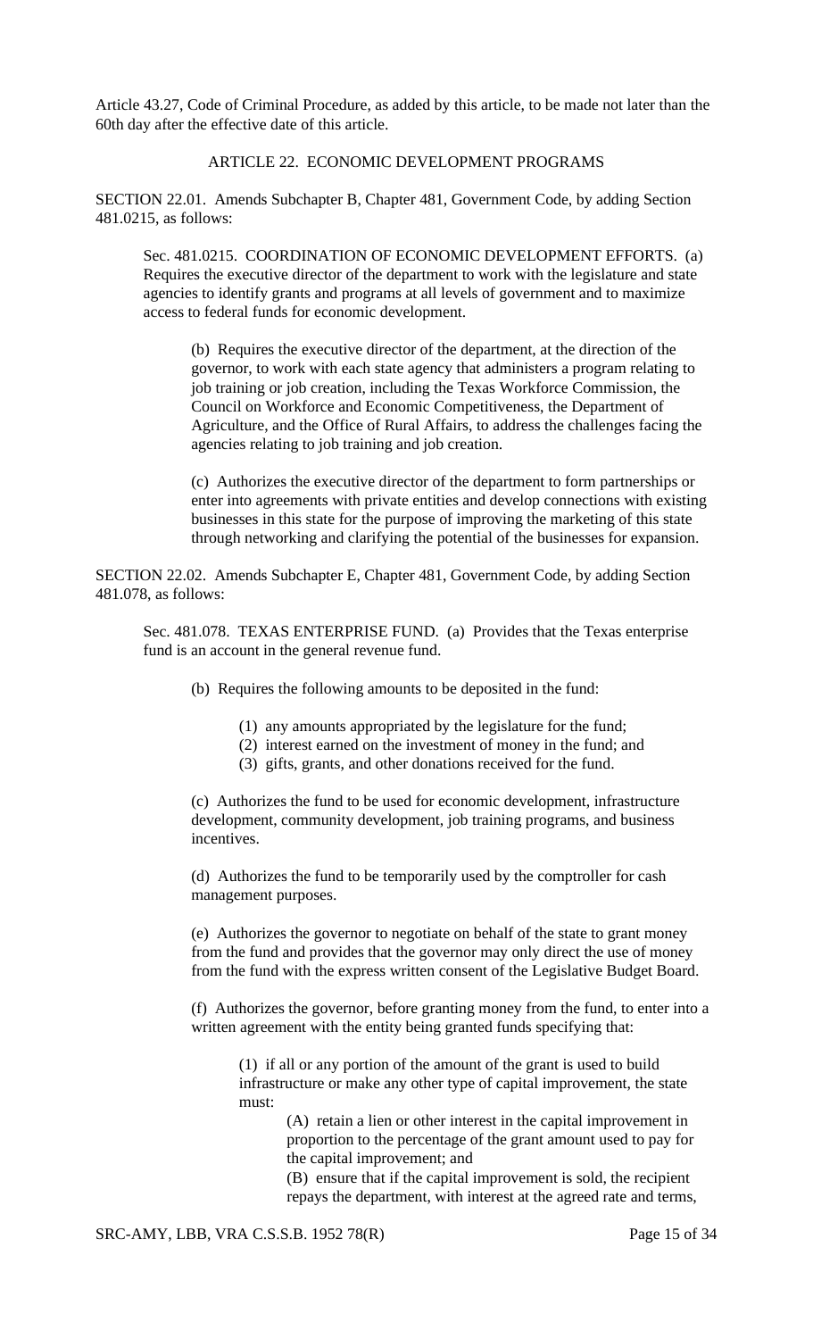Article 43.27, Code of Criminal Procedure, as added by this article, to be made not later than the 60th day after the effective date of this article.

ARTICLE 22. ECONOMIC DEVELOPMENT PROGRAMS

SECTION 22.01. Amends Subchapter B, Chapter 481, Government Code, by adding Section 481.0215, as follows:

Sec. 481.0215. COORDINATION OF ECONOMIC DEVELOPMENT EFFORTS. (a) Requires the executive director of the department to work with the legislature and state agencies to identify grants and programs at all levels of government and to maximize access to federal funds for economic development.

(b) Requires the executive director of the department, at the direction of the governor, to work with each state agency that administers a program relating to job training or job creation, including the Texas Workforce Commission, the Council on Workforce and Economic Competitiveness, the Department of Agriculture, and the Office of Rural Affairs, to address the challenges facing the agencies relating to job training and job creation.

(c) Authorizes the executive director of the department to form partnerships or enter into agreements with private entities and develop connections with existing businesses in this state for the purpose of improving the marketing of this state through networking and clarifying the potential of the businesses for expansion.

SECTION 22.02. Amends Subchapter E, Chapter 481, Government Code, by adding Section 481.078, as follows:

Sec. 481.078. TEXAS ENTERPRISE FUND. (a) Provides that the Texas enterprise fund is an account in the general revenue fund.

(b) Requires the following amounts to be deposited in the fund:

(1) any amounts appropriated by the legislature for the fund;
(2) interest earned on the investment of money in the fund; and
(3) gifts, grants, and other donations received for the fund.

(c) Authorizes the fund to be used for economic development, infrastructure development, community development, job training programs, and business incentives.

(d) Authorizes the fund to be temporarily used by the comptroller for cash management purposes.

(e) Authorizes the governor to negotiate on behalf of the state to grant money from the fund and provides that the governor may only direct the use of money from the fund with the express written consent of the Legislative Budget Board.

(f) Authorizes the governor, before granting money from the fund, to enter into a written agreement with the entity being granted funds specifying that:

(1) if all or any portion of the amount of the grant is used to build infrastructure or make any other type of capital improvement, the state must:

(A) retain a lien or other interest in the capital improvement in proportion to the percentage of the grant amount used to pay for the capital improvement; and

(B) ensure that if the capital improvement is sold, the recipient repays the department, with interest at the agreed rate and terms,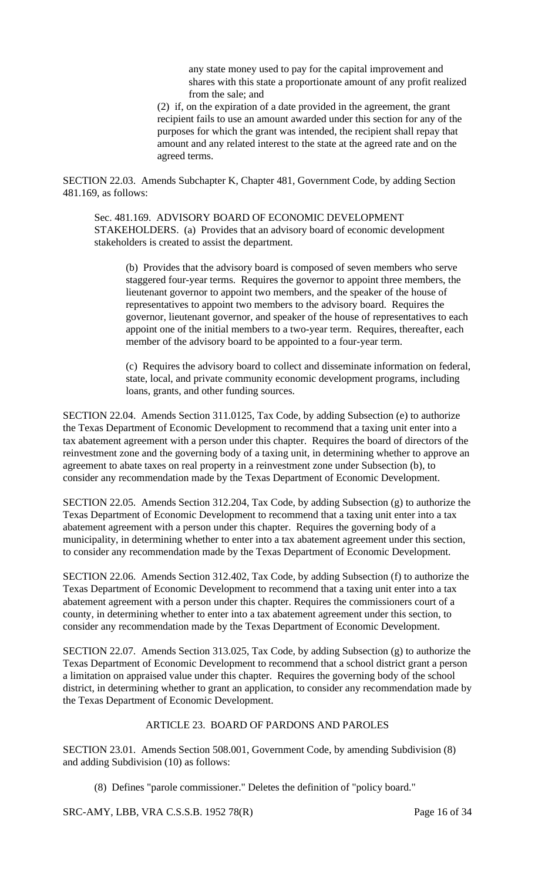any state money used to pay for the capital improvement and shares with this state a proportionate amount of any profit realized from the sale; and

(2) if, on the expiration of a date provided in the agreement, the grant recipient fails to use an amount awarded under this section for any of the purposes for which the grant was intended, the recipient shall repay that amount and any related interest to the state at the agreed rate and on the agreed terms.

SECTION 22.03. Amends Subchapter K, Chapter 481, Government Code, by adding Section 481.169, as follows:

Sec. 481.169. ADVISORY BOARD OF ECONOMIC DEVELOPMENT STAKEHOLDERS. (a) Provides that an advisory board of economic development stakeholders is created to assist the department.

(b) Provides that the advisory board is composed of seven members who serve staggered four-year terms. Requires the governor to appoint three members, the lieutenant governor to appoint two members, and the speaker of the house of representatives to appoint two members to the advisory board. Requires the governor, lieutenant governor, and speaker of the house of representatives to each appoint one of the initial members to a two-year term. Requires, thereafter, each member of the advisory board to be appointed to a four-year term.

(c) Requires the advisory board to collect and disseminate information on federal, state, local, and private community economic development programs, including loans, grants, and other funding sources.

SECTION 22.04. Amends Section 311.0125, Tax Code, by adding Subsection (e) to authorize the Texas Department of Economic Development to recommend that a taxing unit enter into a tax abatement agreement with a person under this chapter. Requires the board of directors of the reinvestment zone and the governing body of a taxing unit, in determining whether to approve an agreement to abate taxes on real property in a reinvestment zone under Subsection (b), to consider any recommendation made by the Texas Department of Economic Development.

SECTION 22.05. Amends Section 312.204, Tax Code, by adding Subsection (g) to authorize the Texas Department of Economic Development to recommend that a taxing unit enter into a tax abatement agreement with a person under this chapter. Requires the governing body of a municipality, in determining whether to enter into a tax abatement agreement under this section, to consider any recommendation made by the Texas Department of Economic Development.

SECTION 22.06. Amends Section 312.402, Tax Code, by adding Subsection (f) to authorize the Texas Department of Economic Development to recommend that a taxing unit enter into a tax abatement agreement with a person under this chapter. Requires the commissioners court of a county, in determining whether to enter into a tax abatement agreement under this section, to consider any recommendation made by the Texas Department of Economic Development.

SECTION 22.07. Amends Section 313.025, Tax Code, by adding Subsection (g) to authorize the Texas Department of Economic Development to recommend that a school district grant a person a limitation on appraised value under this chapter. Requires the governing body of the school district, in determining whether to grant an application, to consider any recommendation made by the Texas Department of Economic Development.

## ARTICLE 23. BOARD OF PARDONS AND PAROLES

SECTION 23.01. Amends Section 508.001, Government Code, by amending Subdivision (8) and adding Subdivision (10) as follows:

(8) Defines "parole commissioner." Deletes the definition of "policy board."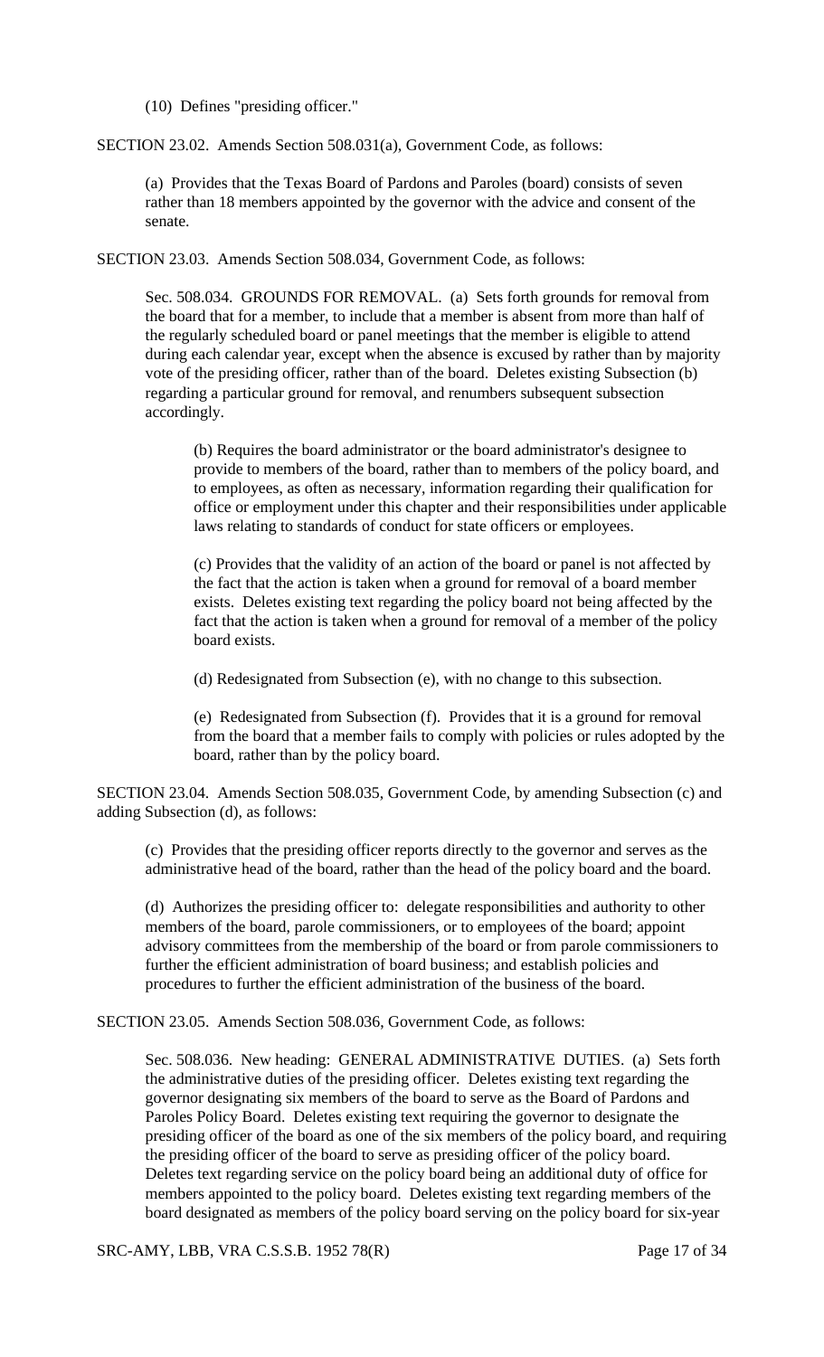(10) Defines "presiding officer."

SECTION 23.02. Amends Section 508.031(a), Government Code, as follows:

(a) Provides that the Texas Board of Pardons and Paroles (board) consists of seven rather than 18 members appointed by the governor with the advice and consent of the senate.

SECTION 23.03. Amends Section 508.034, Government Code, as follows:

Sec. 508.034. GROUNDS FOR REMOVAL. (a) Sets forth grounds for removal from the board that for a member, to include that a member is absent from more than half of the regularly scheduled board or panel meetings that the member is eligible to attend during each calendar year, except when the absence is excused by rather than by majority vote of the presiding officer, rather than of the board. Deletes existing Subsection (b) regarding a particular ground for removal, and renumbers subsequent subsection accordingly.

(b) Requires the board administrator or the board administrator's designee to provide to members of the board, rather than to members of the policy board, and to employees, as often as necessary, information regarding their qualification for office or employment under this chapter and their responsibilities under applicable laws relating to standards of conduct for state officers or employees.

(c) Provides that the validity of an action of the board or panel is not affected by the fact that the action is taken when a ground for removal of a board member exists. Deletes existing text regarding the policy board not being affected by the fact that the action is taken when a ground for removal of a member of the policy board exists.

(d) Redesignated from Subsection (e), with no change to this subsection.

(e) Redesignated from Subsection (f). Provides that it is a ground for removal from the board that a member fails to comply with policies or rules adopted by the board, rather than by the policy board.

SECTION 23.04. Amends Section 508.035, Government Code, by amending Subsection (c) and adding Subsection (d), as follows:

(c) Provides that the presiding officer reports directly to the governor and serves as the administrative head of the board, rather than the head of the policy board and the board.

(d) Authorizes the presiding officer to: delegate responsibilities and authority to other members of the board, parole commissioners, or to employees of the board; appoint advisory committees from the membership of the board or from parole commissioners to further the efficient administration of board business; and establish policies and procedures to further the efficient administration of the business of the board.

SECTION 23.05. Amends Section 508.036, Government Code, as follows:

Sec. 508.036. New heading: GENERAL ADMINISTRATIVE DUTIES. (a) Sets forth the administrative duties of the presiding officer. Deletes existing text regarding the governor designating six members of the board to serve as the Board of Pardons and Paroles Policy Board. Deletes existing text requiring the governor to designate the presiding officer of the board as one of the six members of the policy board, and requiring the presiding officer of the board to serve as presiding officer of the policy board. Deletes text regarding service on the policy board being an additional duty of office for members appointed to the policy board. Deletes existing text regarding members of the board designated as members of the policy board serving on the policy board for six-year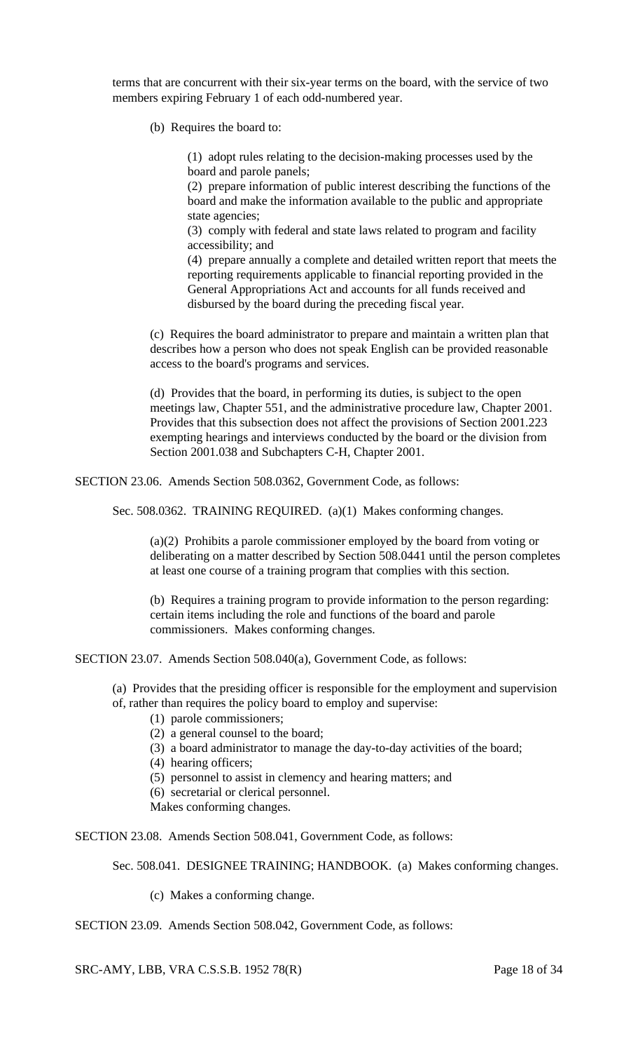terms that are concurrent with their six-year terms on the board, with the service of two members expiring February 1 of each odd-numbered year.

(b) Requires the board to:

(1) adopt rules relating to the decision-making processes used by the board and parole panels;
(2) prepare information of public interest describing the functions of the board and make the information available to the public and appropriate state agencies;
(3) comply with federal and state laws related to program and facility accessibility; and
(4) prepare annually a complete and detailed written report that meets the reporting requirements applicable to financial reporting provided in the General Appropriations Act and accounts for all funds received and disbursed by the board during the preceding fiscal year.

(c) Requires the board administrator to prepare and maintain a written plan that describes how a person who does not speak English can be provided reasonable access to the board's programs and services.

(d) Provides that the board, in performing its duties, is subject to the open meetings law, Chapter 551, and the administrative procedure law, Chapter 2001. Provides that this subsection does not affect the provisions of Section 2001.223 exempting hearings and interviews conducted by the board or the division from Section 2001.038 and Subchapters C-H, Chapter 2001.

SECTION 23.06. Amends Section 508.0362, Government Code, as follows:

Sec. 508.0362. TRAINING REQUIRED. (a)(1) Makes conforming changes.

(a)(2) Prohibits a parole commissioner employed by the board from voting or deliberating on a matter described by Section 508.0441 until the person completes at least one course of a training program that complies with this section.

(b) Requires a training program to provide information to the person regarding: certain items including the role and functions of the board and parole commissioners. Makes conforming changes.

SECTION 23.07. Amends Section 508.040(a), Government Code, as follows:

(a) Provides that the presiding officer is responsible for the employment and supervision of, rather than requires the policy board to employ and supervise:
(1) parole commissioners;
(2) a general counsel to the board;
(3) a board administrator to manage the day-to-day activities of the board;
(4) hearing officers;
(5) personnel to assist in clemency and hearing matters; and
(6) secretarial or clerical personnel.
Makes conforming changes.

SECTION 23.08. Amends Section 508.041, Government Code, as follows:

Sec. 508.041. DESIGNEE TRAINING; HANDBOOK. (a) Makes conforming changes.

(c) Makes a conforming change.

SECTION 23.09. Amends Section 508.042, Government Code, as follows: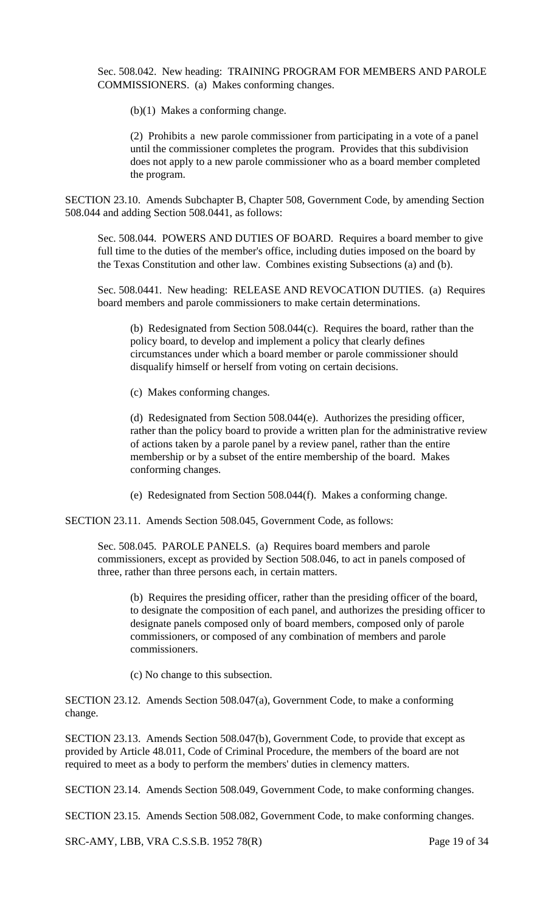Sec. 508.042. New heading: TRAINING PROGRAM FOR MEMBERS AND PAROLE COMMISSIONERS. (a) Makes conforming changes.

(b)(1) Makes a conforming change.

(2) Prohibits a new parole commissioner from participating in a vote of a panel until the commissioner completes the program. Provides that this subdivision does not apply to a new parole commissioner who as a board member completed the program.

SECTION 23.10. Amends Subchapter B, Chapter 508, Government Code, by amending Section 508.044 and adding Section 508.0441, as follows:

Sec. 508.044. POWERS AND DUTIES OF BOARD. Requires a board member to give full time to the duties of the member's office, including duties imposed on the board by the Texas Constitution and other law. Combines existing Subsections (a) and (b).

Sec. 508.0441. New heading: RELEASE AND REVOCATION DUTIES. (a) Requires board members and parole commissioners to make certain determinations.

(b) Redesignated from Section 508.044(c). Requires the board, rather than the policy board, to develop and implement a policy that clearly defines circumstances under which a board member or parole commissioner should disqualify himself or herself from voting on certain decisions.

(c) Makes conforming changes.

(d) Redesignated from Section 508.044(e). Authorizes the presiding officer, rather than the policy board to provide a written plan for the administrative review of actions taken by a parole panel by a review panel, rather than the entire membership or by a subset of the entire membership of the board. Makes conforming changes.

(e) Redesignated from Section 508.044(f). Makes a conforming change.

SECTION 23.11. Amends Section 508.045, Government Code, as follows:

Sec. 508.045. PAROLE PANELS. (a) Requires board members and parole commissioners, except as provided by Section 508.046, to act in panels composed of three, rather than three persons each, in certain matters.

(b) Requires the presiding officer, rather than the presiding officer of the board, to designate the composition of each panel, and authorizes the presiding officer to designate panels composed only of board members, composed only of parole commissioners, or composed of any combination of members and parole commissioners.

(c) No change to this subsection.

SECTION 23.12. Amends Section 508.047(a), Government Code, to make a conforming change.

SECTION 23.13. Amends Section 508.047(b), Government Code, to provide that except as provided by Article 48.011, Code of Criminal Procedure, the members of the board are not required to meet as a body to perform the members' duties in clemency matters.

SECTION 23.14. Amends Section 508.049, Government Code, to make conforming changes.

SECTION 23.15. Amends Section 508.082, Government Code, to make conforming changes.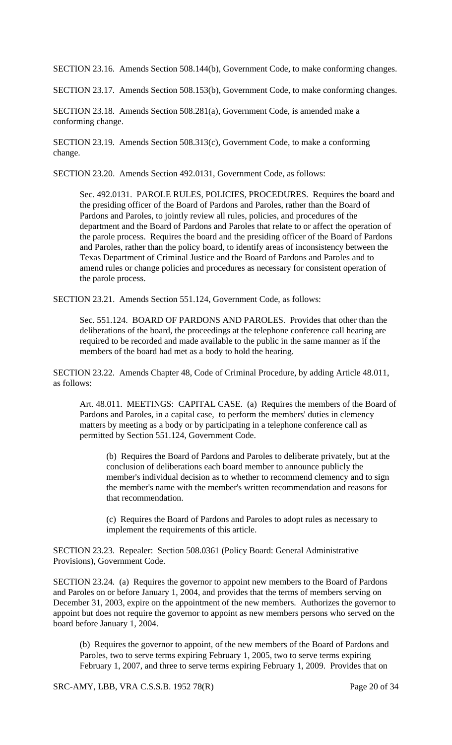SECTION 23.16. Amends Section 508.144(b), Government Code, to make conforming changes.

SECTION 23.17. Amends Section 508.153(b), Government Code, to make conforming changes.

SECTION 23.18. Amends Section 508.281(a), Government Code, is amended make a conforming change.

SECTION 23.19. Amends Section 508.313(c), Government Code, to make a conforming change.

SECTION 23.20. Amends Section 492.0131, Government Code, as follows:

> Sec. 492.0131. PAROLE RULES, POLICIES, PROCEDURES. Requires the board and the presiding officer of the Board of Pardons and Paroles, rather than the Board of Pardons and Paroles, to jointly review all rules, policies, and procedures of the department and the Board of Pardons and Paroles that relate to or affect the operation of the parole process. Requires the board and the presiding officer of the Board of Pardons and Paroles, rather than the policy board, to identify areas of inconsistency between the Texas Department of Criminal Justice and the Board of Pardons and Paroles and to amend rules or change policies and procedures as necessary for consistent operation of the parole process.

SECTION 23.21. Amends Section 551.124, Government Code, as follows:

> Sec. 551.124. BOARD OF PARDONS AND PAROLES. Provides that other than the deliberations of the board, the proceedings at the telephone conference call hearing are required to be recorded and made available to the public in the same manner as if the members of the board had met as a body to hold the hearing.

SECTION 23.22. Amends Chapter 48, Code of Criminal Procedure, by adding Article 48.011, as follows:

> Art. 48.011. MEETINGS: CAPITAL CASE. (a) Requires the members of the Board of Pardons and Paroles, in a capital case, to perform the members' duties in clemency matters by meeting as a body or by participating in a telephone conference call as permitted by Section 551.124, Government Code.
>
> > (b) Requires the Board of Pardons and Paroles to deliberate privately, but at the conclusion of deliberations each board member to announce publicly the member's individual decision as to whether to recommend clemency and to sign the member's name with the member's written recommendation and reasons for that recommendation.
> >
> > (c) Requires the Board of Pardons and Paroles to adopt rules as necessary to implement the requirements of this article.

SECTION 23.23. Repealer: Section 508.0361 (Policy Board: General Administrative Provisions), Government Code.

SECTION 23.24. (a) Requires the governor to appoint new members to the Board of Pardons and Paroles on or before January 1, 2004, and provides that the terms of members serving on December 31, 2003, expire on the appointment of the new members. Authorizes the governor to appoint but does not require the governor to appoint as new members persons who served on the board before January 1, 2004.

> (b) Requires the governor to appoint, of the new members of the Board of Pardons and Paroles, two to serve terms expiring February 1, 2005, two to serve terms expiring February 1, 2007, and three to serve terms expiring February 1, 2009. Provides that on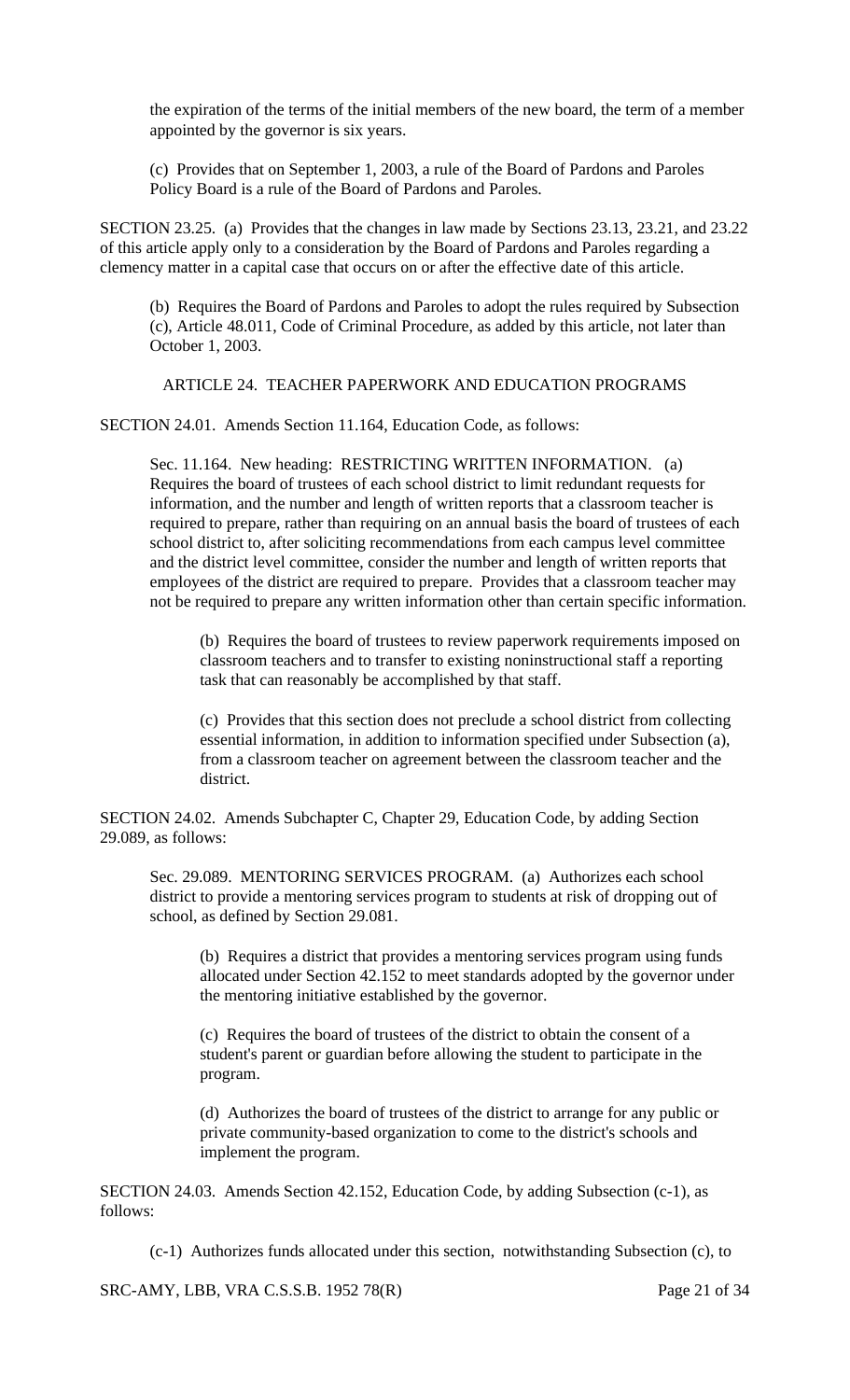the expiration of the terms of the initial members of the new board, the term of a member appointed by the governor is six years.

(c) Provides that on September 1, 2003, a rule of the Board of Pardons and Paroles Policy Board is a rule of the Board of Pardons and Paroles.

SECTION 23.25. (a) Provides that the changes in law made by Sections 23.13, 23.21, and 23.22 of this article apply only to a consideration by the Board of Pardons and Paroles regarding a clemency matter in a capital case that occurs on or after the effective date of this article.

(b) Requires the Board of Pardons and Paroles to adopt the rules required by Subsection (c), Article 48.011, Code of Criminal Procedure, as added by this article, not later than October 1, 2003.

ARTICLE 24. TEACHER PAPERWORK AND EDUCATION PROGRAMS

SECTION 24.01. Amends Section 11.164, Education Code, as follows:

Sec. 11.164. New heading: RESTRICTING WRITTEN INFORMATION. (a) Requires the board of trustees of each school district to limit redundant requests for information, and the number and length of written reports that a classroom teacher is required to prepare, rather than requiring on an annual basis the board of trustees of each school district to, after soliciting recommendations from each campus level committee and the district level committee, consider the number and length of written reports that employees of the district are required to prepare. Provides that a classroom teacher may not be required to prepare any written information other than certain specific information.

(b) Requires the board of trustees to review paperwork requirements imposed on classroom teachers and to transfer to existing noninstructional staff a reporting task that can reasonably be accomplished by that staff.

(c) Provides that this section does not preclude a school district from collecting essential information, in addition to information specified under Subsection (a), from a classroom teacher on agreement between the classroom teacher and the district.

SECTION 24.02. Amends Subchapter C, Chapter 29, Education Code, by adding Section 29.089, as follows:

Sec. 29.089. MENTORING SERVICES PROGRAM. (a) Authorizes each school district to provide a mentoring services program to students at risk of dropping out of school, as defined by Section 29.081.

(b) Requires a district that provides a mentoring services program using funds allocated under Section 42.152 to meet standards adopted by the governor under the mentoring initiative established by the governor.

(c) Requires the board of trustees of the district to obtain the consent of a student's parent or guardian before allowing the student to participate in the program.

(d) Authorizes the board of trustees of the district to arrange for any public or private community-based organization to come to the district's schools and implement the program.

SECTION 24.03. Amends Section 42.152, Education Code, by adding Subsection (c-1), as follows:

(c-1) Authorizes funds allocated under this section, notwithstanding Subsection (c), to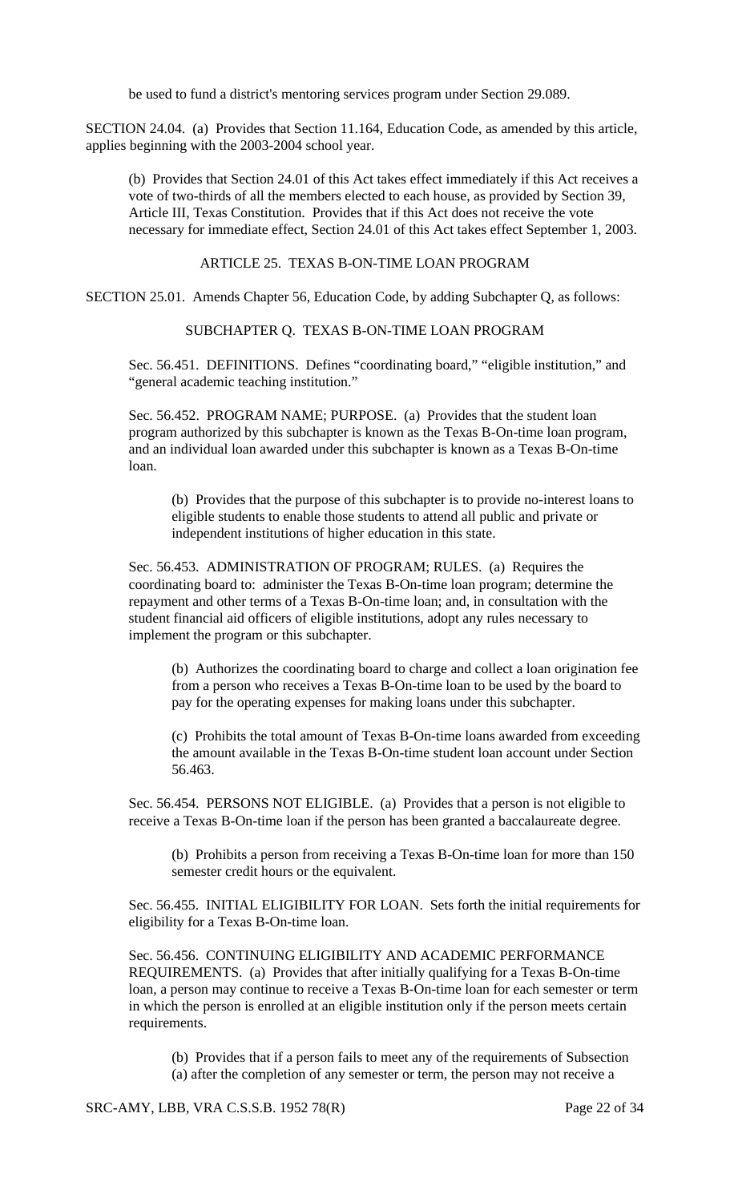be used to fund a district's mentoring services program under Section 29.089.

SECTION 24.04. (a) Provides that Section 11.164, Education Code, as amended by this article, applies beginning with the 2003-2004 school year.

(b) Provides that Section 24.01 of this Act takes effect immediately if this Act receives a vote of two-thirds of all the members elected to each house, as provided by Section 39, Article III, Texas Constitution. Provides that if this Act does not receive the vote necessary for immediate effect, Section 24.01 of this Act takes effect September 1, 2003.

ARTICLE 25. TEXAS B-ON-TIME LOAN PROGRAM

SECTION 25.01. Amends Chapter 56, Education Code, by adding Subchapter Q, as follows:

SUBCHAPTER Q. TEXAS B-ON-TIME LOAN PROGRAM

Sec. 56.451. DEFINITIONS. Defines "coordinating board," "eligible institution," and "general academic teaching institution."

Sec. 56.452. PROGRAM NAME; PURPOSE. (a) Provides that the student loan program authorized by this subchapter is known as the Texas B-On-time loan program, and an individual loan awarded under this subchapter is known as a Texas B-On-time loan.

(b) Provides that the purpose of this subchapter is to provide no-interest loans to eligible students to enable those students to attend all public and private or independent institutions of higher education in this state.

Sec. 56.453. ADMINISTRATION OF PROGRAM; RULES. (a) Requires the coordinating board to: administer the Texas B-On-time loan program; determine the repayment and other terms of a Texas B-On-time loan; and, in consultation with the student financial aid officers of eligible institutions, adopt any rules necessary to implement the program or this subchapter.

(b) Authorizes the coordinating board to charge and collect a loan origination fee from a person who receives a Texas B-On-time loan to be used by the board to pay for the operating expenses for making loans under this subchapter.

(c) Prohibits the total amount of Texas B-On-time loans awarded from exceeding the amount available in the Texas B-On-time student loan account under Section 56.463.

Sec. 56.454. PERSONS NOT ELIGIBLE. (a) Provides that a person is not eligible to receive a Texas B-On-time loan if the person has been granted a baccalaureate degree.

(b) Prohibits a person from receiving a Texas B-On-time loan for more than 150 semester credit hours or the equivalent.

Sec. 56.455. INITIAL ELIGIBILITY FOR LOAN. Sets forth the initial requirements for eligibility for a Texas B-On-time loan.

Sec. 56.456. CONTINUING ELIGIBILITY AND ACADEMIC PERFORMANCE REQUIREMENTS. (a) Provides that after initially qualifying for a Texas B-On-time loan, a person may continue to receive a Texas B-On-time loan for each semester or term in which the person is enrolled at an eligible institution only if the person meets certain requirements.

(b) Provides that if a person fails to meet any of the requirements of Subsection (a) after the completion of any semester or term, the person may not receive a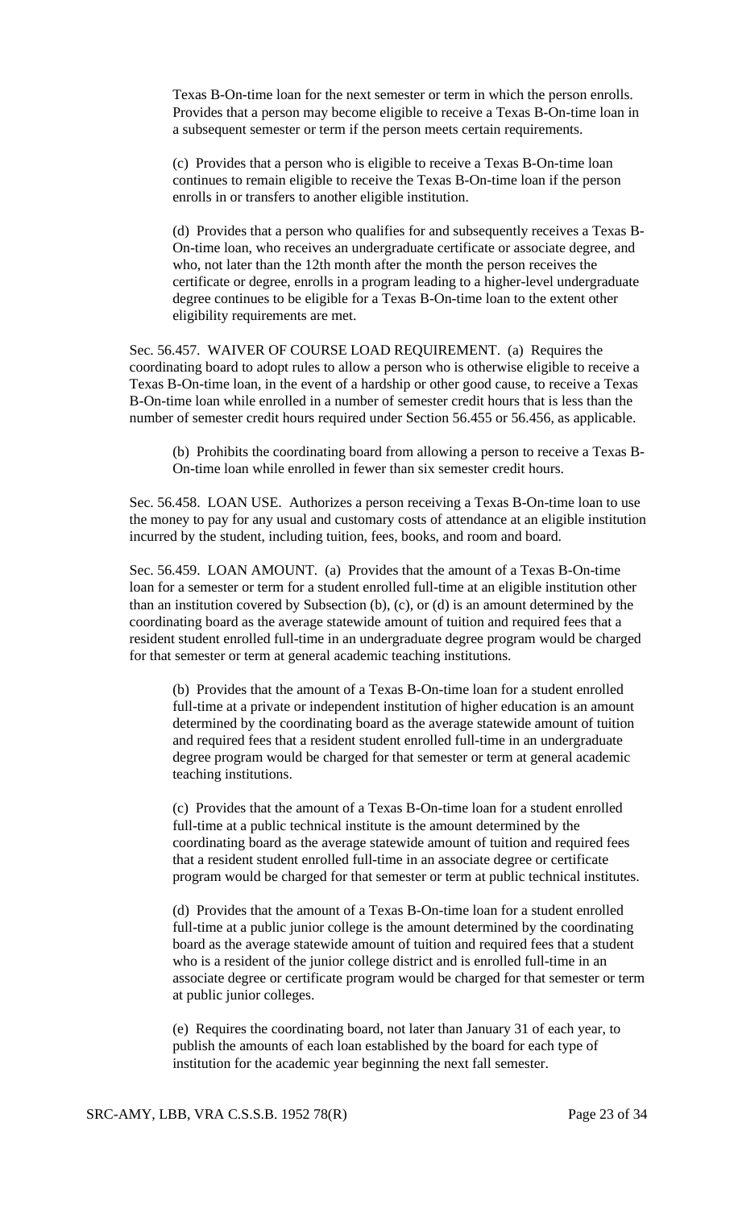Texas B-On-time loan for the next semester or term in which the person enrolls. Provides that a person may become eligible to receive a Texas B-On-time loan in a subsequent semester or term if the person meets certain requirements.

(c) Provides that a person who is eligible to receive a Texas B-On-time loan continues to remain eligible to receive the Texas B-On-time loan if the person enrolls in or transfers to another eligible institution.

(d) Provides that a person who qualifies for and subsequently receives a Texas B-On-time loan, who receives an undergraduate certificate or associate degree, and who, not later than the 12th month after the month the person receives the certificate or degree, enrolls in a program leading to a higher-level undergraduate degree continues to be eligible for a Texas B-On-time loan to the extent other eligibility requirements are met.

Sec. 56.457. WAIVER OF COURSE LOAD REQUIREMENT. (a) Requires the coordinating board to adopt rules to allow a person who is otherwise eligible to receive a Texas B-On-time loan, in the event of a hardship or other good cause, to receive a Texas B-On-time loan while enrolled in a number of semester credit hours that is less than the number of semester credit hours required under Section 56.455 or 56.456, as applicable.

(b) Prohibits the coordinating board from allowing a person to receive a Texas B-On-time loan while enrolled in fewer than six semester credit hours.

Sec. 56.458. LOAN USE. Authorizes a person receiving a Texas B-On-time loan to use the money to pay for any usual and customary costs of attendance at an eligible institution incurred by the student, including tuition, fees, books, and room and board.

Sec. 56.459. LOAN AMOUNT. (a) Provides that the amount of a Texas B-On-time loan for a semester or term for a student enrolled full-time at an eligible institution other than an institution covered by Subsection (b), (c), or (d) is an amount determined by the coordinating board as the average statewide amount of tuition and required fees that a resident student enrolled full-time in an undergraduate degree program would be charged for that semester or term at general academic teaching institutions.

(b) Provides that the amount of a Texas B-On-time loan for a student enrolled full-time at a private or independent institution of higher education is an amount determined by the coordinating board as the average statewide amount of tuition and required fees that a resident student enrolled full-time in an undergraduate degree program would be charged for that semester or term at general academic teaching institutions.

(c) Provides that the amount of a Texas B-On-time loan for a student enrolled full-time at a public technical institute is the amount determined by the coordinating board as the average statewide amount of tuition and required fees that a resident student enrolled full-time in an associate degree or certificate program would be charged for that semester or term at public technical institutes.

(d) Provides that the amount of a Texas B-On-time loan for a student enrolled full-time at a public junior college is the amount determined by the coordinating board as the average statewide amount of tuition and required fees that a student who is a resident of the junior college district and is enrolled full-time in an associate degree or certificate program would be charged for that semester or term at public junior colleges.

(e) Requires the coordinating board, not later than January 31 of each year, to publish the amounts of each loan established by the board for each type of institution for the academic year beginning the next fall semester.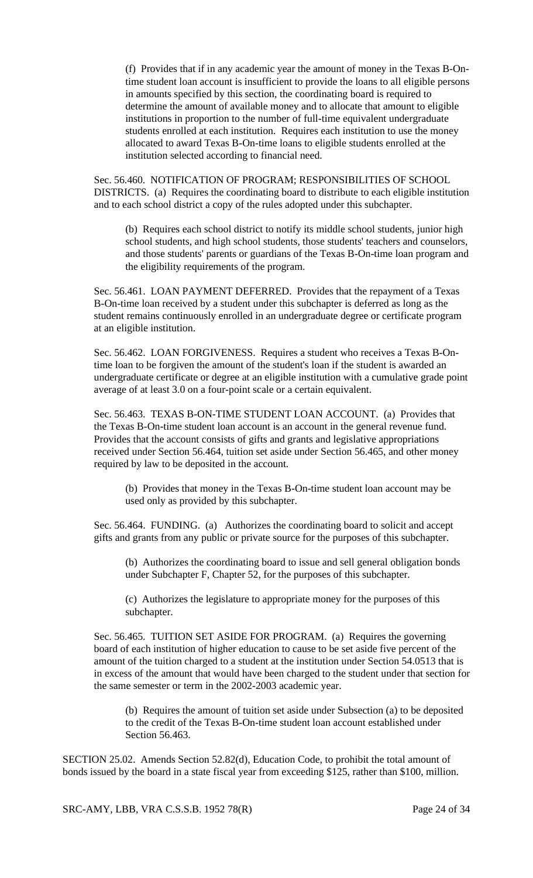(f) Provides that if in any academic year the amount of money in the Texas B-On-time student loan account is insufficient to provide the loans to all eligible persons in amounts specified by this section, the coordinating board is required to determine the amount of available money and to allocate that amount to eligible institutions in proportion to the number of full-time equivalent undergraduate students enrolled at each institution. Requires each institution to use the money allocated to award Texas B-On-time loans to eligible students enrolled at the institution selected according to financial need.

Sec. 56.460. NOTIFICATION OF PROGRAM; RESPONSIBILITIES OF SCHOOL DISTRICTS. (a) Requires the coordinating board to distribute to each eligible institution and to each school district a copy of the rules adopted under this subchapter.

(b) Requires each school district to notify its middle school students, junior high school students, and high school students, those students' teachers and counselors, and those students' parents or guardians of the Texas B-On-time loan program and the eligibility requirements of the program.

Sec. 56.461. LOAN PAYMENT DEFERRED. Provides that the repayment of a Texas B-On-time loan received by a student under this subchapter is deferred as long as the student remains continuously enrolled in an undergraduate degree or certificate program at an eligible institution.

Sec. 56.462. LOAN FORGIVENESS. Requires a student who receives a Texas B-On-time loan to be forgiven the amount of the student's loan if the student is awarded an undergraduate certificate or degree at an eligible institution with a cumulative grade point average of at least 3.0 on a four-point scale or a certain equivalent.

Sec. 56.463. TEXAS B-ON-TIME STUDENT LOAN ACCOUNT. (a) Provides that the Texas B-On-time student loan account is an account in the general revenue fund. Provides that the account consists of gifts and grants and legislative appropriations received under Section 56.464, tuition set aside under Section 56.465, and other money required by law to be deposited in the account.

(b) Provides that money in the Texas B-On-time student loan account may be used only as provided by this subchapter.

Sec. 56.464. FUNDING. (a) Authorizes the coordinating board to solicit and accept gifts and grants from any public or private source for the purposes of this subchapter.

(b) Authorizes the coordinating board to issue and sell general obligation bonds under Subchapter F, Chapter 52, for the purposes of this subchapter.

(c) Authorizes the legislature to appropriate money for the purposes of this subchapter.

Sec. 56.465. TUITION SET ASIDE FOR PROGRAM. (a) Requires the governing board of each institution of higher education to cause to be set aside five percent of the amount of the tuition charged to a student at the institution under Section 54.0513 that is in excess of the amount that would have been charged to the student under that section for the same semester or term in the 2002-2003 academic year.

(b) Requires the amount of tuition set aside under Subsection (a) to be deposited to the credit of the Texas B-On-time student loan account established under Section 56.463.

SECTION 25.02. Amends Section 52.82(d), Education Code, to prohibit the total amount of bonds issued by the board in a state fiscal year from exceeding $125, rather than $100, million.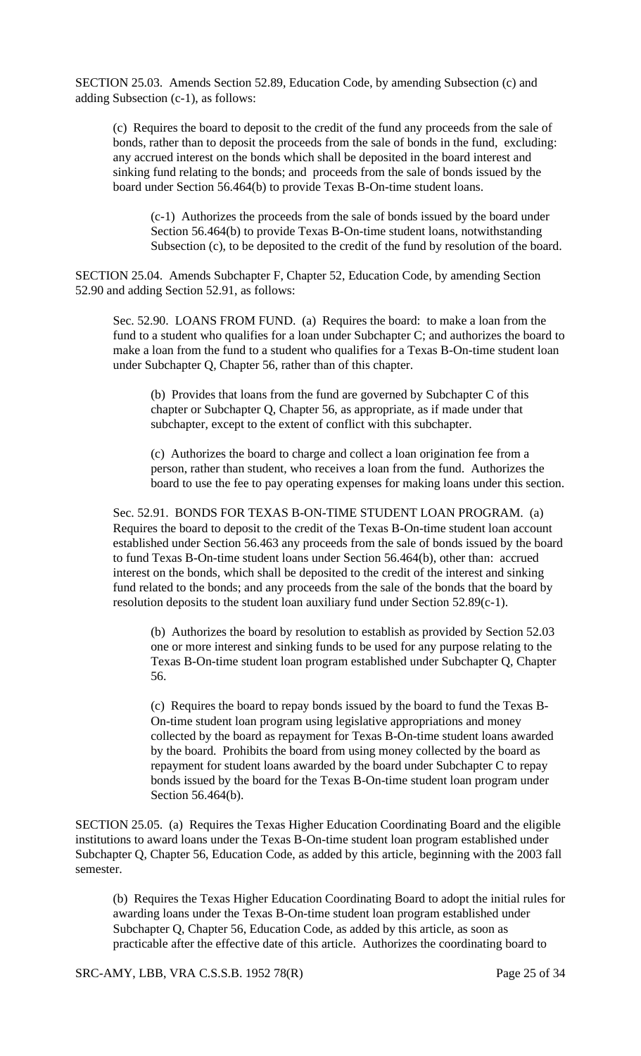SECTION 25.03. Amends Section 52.89, Education Code, by amending Subsection (c) and adding Subsection (c-1), as follows:

(c) Requires the board to deposit to the credit of the fund any proceeds from the sale of bonds, rather than to deposit the proceeds from the sale of bonds in the fund, excluding: any accrued interest on the bonds which shall be deposited in the board interest and sinking fund relating to the bonds; and proceeds from the sale of bonds issued by the board under Section 56.464(b) to provide Texas B-On-time student loans.

(c-1) Authorizes the proceeds from the sale of bonds issued by the board under Section 56.464(b) to provide Texas B-On-time student loans, notwithstanding Subsection (c), to be deposited to the credit of the fund by resolution of the board.

SECTION 25.04. Amends Subchapter F, Chapter 52, Education Code, by amending Section 52.90 and adding Section 52.91, as follows:

Sec. 52.90. LOANS FROM FUND. (a) Requires the board: to make a loan from the fund to a student who qualifies for a loan under Subchapter C; and authorizes the board to make a loan from the fund to a student who qualifies for a Texas B-On-time student loan under Subchapter Q, Chapter 56, rather than of this chapter.

(b) Provides that loans from the fund are governed by Subchapter C of this chapter or Subchapter Q, Chapter 56, as appropriate, as if made under that subchapter, except to the extent of conflict with this subchapter.

(c) Authorizes the board to charge and collect a loan origination fee from a person, rather than student, who receives a loan from the fund. Authorizes the board to use the fee to pay operating expenses for making loans under this section.

Sec. 52.91. BONDS FOR TEXAS B-ON-TIME STUDENT LOAN PROGRAM. (a) Requires the board to deposit to the credit of the Texas B-On-time student loan account established under Section 56.463 any proceeds from the sale of bonds issued by the board to fund Texas B-On-time student loans under Section 56.464(b), other than: accrued interest on the bonds, which shall be deposited to the credit of the interest and sinking fund related to the bonds; and any proceeds from the sale of the bonds that the board by resolution deposits to the student loan auxiliary fund under Section 52.89(c-1).

(b) Authorizes the board by resolution to establish as provided by Section 52.03 one or more interest and sinking funds to be used for any purpose relating to the Texas B-On-time student loan program established under Subchapter Q, Chapter 56.

(c) Requires the board to repay bonds issued by the board to fund the Texas B-On-time student loan program using legislative appropriations and money collected by the board as repayment for Texas B-On-time student loans awarded by the board. Prohibits the board from using money collected by the board as repayment for student loans awarded by the board under Subchapter C to repay bonds issued by the board for the Texas B-On-time student loan program under Section 56.464(b).

SECTION 25.05. (a) Requires the Texas Higher Education Coordinating Board and the eligible institutions to award loans under the Texas B-On-time student loan program established under Subchapter Q, Chapter 56, Education Code, as added by this article, beginning with the 2003 fall semester.

(b) Requires the Texas Higher Education Coordinating Board to adopt the initial rules for awarding loans under the Texas B-On-time student loan program established under Subchapter Q, Chapter 56, Education Code, as added by this article, as soon as practicable after the effective date of this article. Authorizes the coordinating board to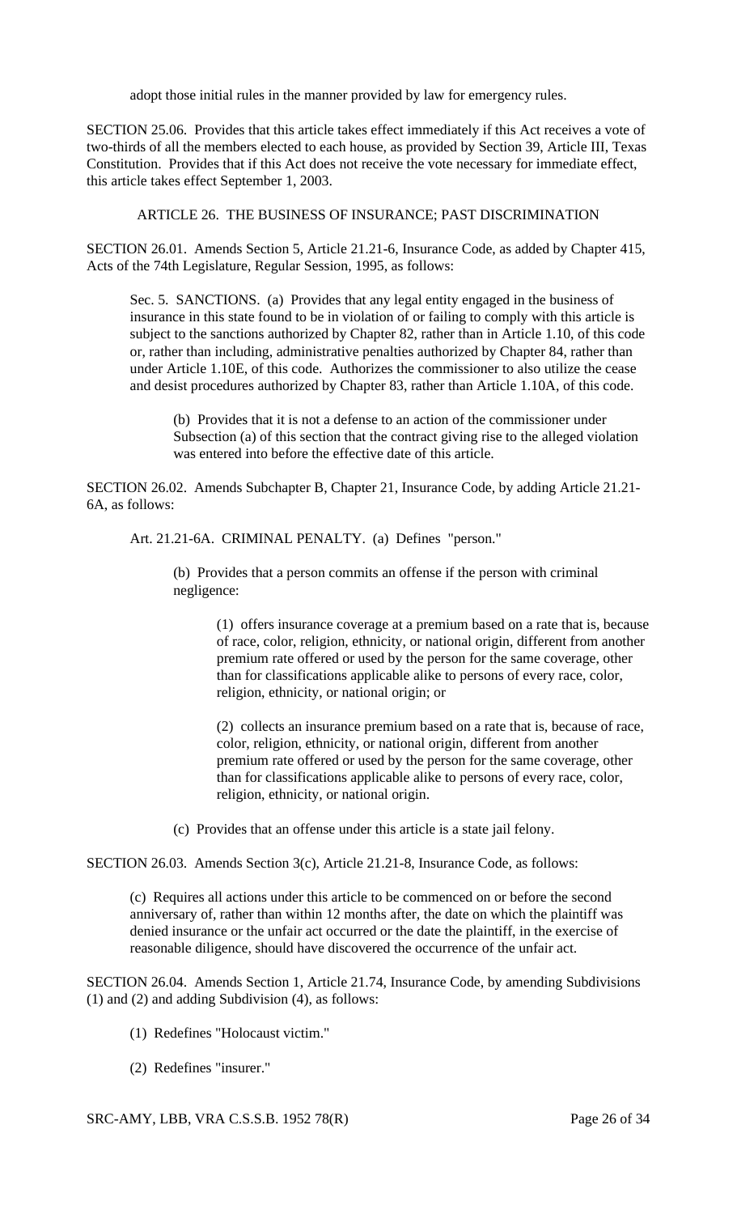adopt those initial rules in the manner provided by law for emergency rules.

SECTION 25.06. Provides that this article takes effect immediately if this Act receives a vote of two-thirds of all the members elected to each house, as provided by Section 39, Article III, Texas Constitution. Provides that if this Act does not receive the vote necessary for immediate effect, this article takes effect September 1, 2003.

ARTICLE 26. THE BUSINESS OF INSURANCE; PAST DISCRIMINATION

SECTION 26.01. Amends Section 5, Article 21.21-6, Insurance Code, as added by Chapter 415, Acts of the 74th Legislature, Regular Session, 1995, as follows:

> Sec. 5. SANCTIONS. (a) Provides that any legal entity engaged in the business of insurance in this state found to be in violation of or failing to comply with this article is subject to the sanctions authorized by Chapter 82, rather than in Article 1.10, of this code or, rather than including, administrative penalties authorized by Chapter 84, rather than under Article 1.10E, of this code. Authorizes the commissioner to also utilize the cease and desist procedures authorized by Chapter 83, rather than Article 1.10A, of this code.
>
> > (b) Provides that it is not a defense to an action of the commissioner under Subsection (a) of this section that the contract giving rise to the alleged violation was entered into before the effective date of this article.

SECTION 26.02. Amends Subchapter B, Chapter 21, Insurance Code, by adding Article 21.21-6A, as follows:

> Art. 21.21-6A. CRIMINAL PENALTY. (a) Defines "person."
>
> > (b) Provides that a person commits an offense if the person with criminal negligence:
> >
> > > (1) offers insurance coverage at a premium based on a rate that is, because of race, color, religion, ethnicity, or national origin, different from another premium rate offered or used by the person for the same coverage, other than for classifications applicable alike to persons of every race, color, religion, ethnicity, or national origin; or
> > >
> > > (2) collects an insurance premium based on a rate that is, because of race, color, religion, ethnicity, or national origin, different from another premium rate offered or used by the person for the same coverage, other than for classifications applicable alike to persons of every race, color, religion, ethnicity, or national origin.
> >
> > (c) Provides that an offense under this article is a state jail felony.

SECTION 26.03. Amends Section 3(c), Article 21.21-8, Insurance Code, as follows:

> (c) Requires all actions under this article to be commenced on or before the second anniversary of, rather than within 12 months after, the date on which the plaintiff was denied insurance or the unfair act occurred or the date the plaintiff, in the exercise of reasonable diligence, should have discovered the occurrence of the unfair act.

SECTION 26.04. Amends Section 1, Article 21.74, Insurance Code, by amending Subdivisions (1) and (2) and adding Subdivision (4), as follows:

> (1) Redefines "Holocaust victim."
>
> (2) Redefines "insurer."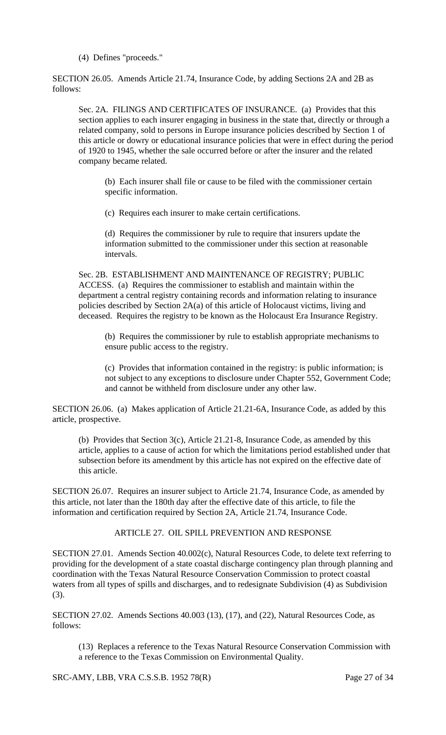(4) Defines "proceeds."

SECTION 26.05. Amends Article 21.74, Insurance Code, by adding Sections 2A and 2B as follows:

> Sec. 2A. FILINGS AND CERTIFICATES OF INSURANCE. (a) Provides that this section applies to each insurer engaging in business in the state that, directly or through a related company, sold to persons in Europe insurance policies described by Section 1 of this article or dowry or educational insurance policies that were in effect during the period of 1920 to 1945, whether the sale occurred before or after the insurer and the related company became related.
>
> > (b) Each insurer shall file or cause to be filed with the commissioner certain specific information.
> >
> > (c) Requires each insurer to make certain certifications.
> >
> > (d) Requires the commissioner by rule to require that insurers update the information submitted to the commissioner under this section at reasonable intervals.
>
> Sec. 2B. ESTABLISHMENT AND MAINTENANCE OF REGISTRY; PUBLIC ACCESS. (a) Requires the commissioner to establish and maintain within the department a central registry containing records and information relating to insurance policies described by Section 2A(a) of this article of Holocaust victims, living and deceased. Requires the registry to be known as the Holocaust Era Insurance Registry.
>
> > (b) Requires the commissioner by rule to establish appropriate mechanisms to ensure public access to the registry.
> >
> > (c) Provides that information contained in the registry: is public information; is not subject to any exceptions to disclosure under Chapter 552, Government Code; and cannot be withheld from disclosure under any other law.

SECTION 26.06. (a) Makes application of Article 21.21-6A, Insurance Code, as added by this article, prospective.

> (b) Provides that Section 3(c), Article 21.21-8, Insurance Code, as amended by this article, applies to a cause of action for which the limitations period established under that subsection before its amendment by this article has not expired on the effective date of this article.

SECTION 26.07. Requires an insurer subject to Article 21.74, Insurance Code, as amended by this article, not later than the 180th day after the effective date of this article, to file the information and certification required by Section 2A, Article 21.74, Insurance Code.

## ARTICLE 27. OIL SPILL PREVENTION AND RESPONSE

SECTION 27.01. Amends Section 40.002(c), Natural Resources Code, to delete text referring to providing for the development of a state coastal discharge contingency plan through planning and coordination with the Texas Natural Resource Conservation Commission to protect coastal waters from all types of spills and discharges, and to redesignate Subdivision (4) as Subdivision (3).

SECTION 27.02. Amends Sections 40.003 (13), (17), and (22), Natural Resources Code, as follows:

> (13) Replaces a reference to the Texas Natural Resource Conservation Commission with a reference to the Texas Commission on Environmental Quality.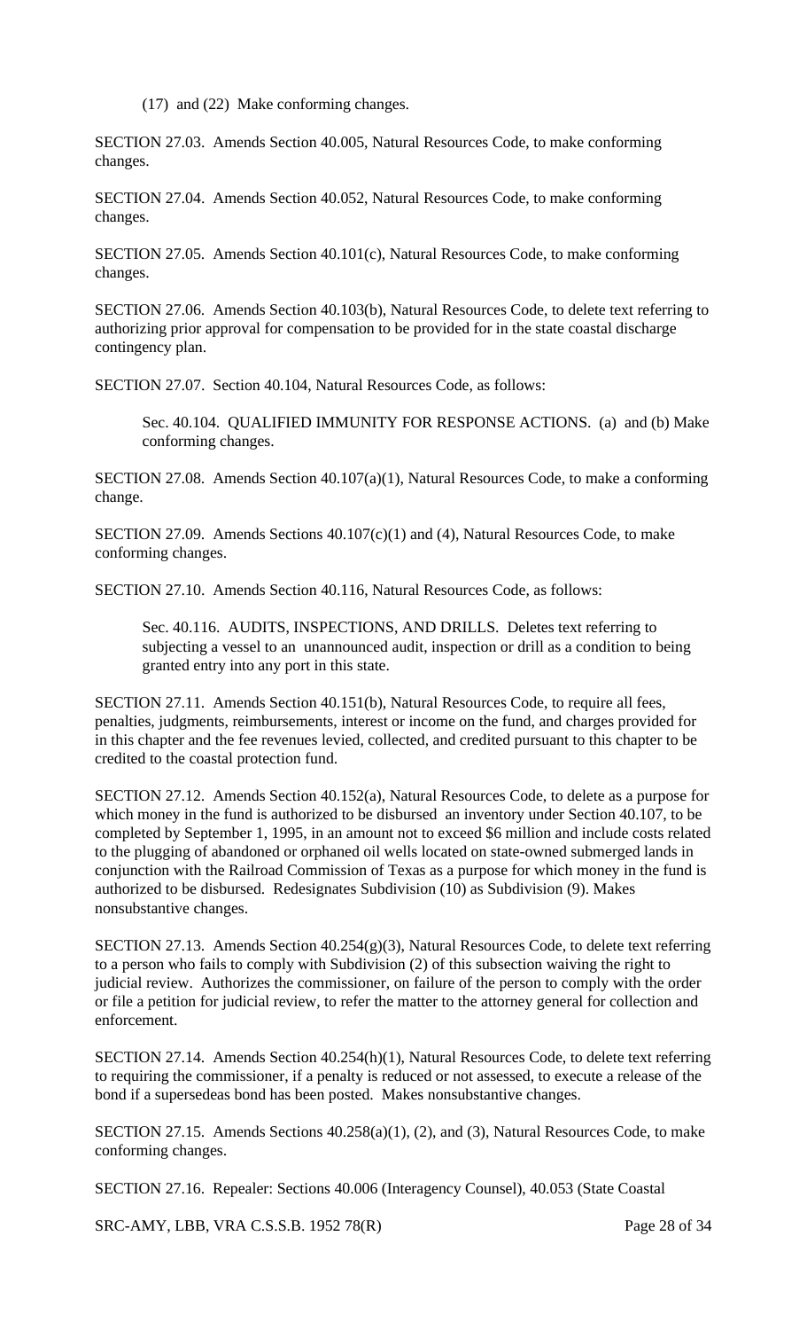(17) and (22) Make conforming changes.

SECTION 27.03. Amends Section 40.005, Natural Resources Code, to make conforming changes.

SECTION 27.04. Amends Section 40.052, Natural Resources Code, to make conforming changes.

SECTION 27.05. Amends Section 40.101(c), Natural Resources Code, to make conforming changes.

SECTION 27.06. Amends Section 40.103(b), Natural Resources Code, to delete text referring to authorizing prior approval for compensation to be provided for in the state coastal discharge contingency plan.

SECTION 27.07. Section 40.104, Natural Resources Code, as follows:

Sec. 40.104. QUALIFIED IMMUNITY FOR RESPONSE ACTIONS. (a) and (b) Make conforming changes.

SECTION 27.08. Amends Section 40.107(a)(1), Natural Resources Code, to make a conforming change.

SECTION 27.09. Amends Sections 40.107(c)(1) and (4), Natural Resources Code, to make conforming changes.

SECTION 27.10. Amends Section 40.116, Natural Resources Code, as follows:

Sec. 40.116. AUDITS, INSPECTIONS, AND DRILLS. Deletes text referring to subjecting a vessel to an unannounced audit, inspection or drill as a condition to being granted entry into any port in this state.

SECTION 27.11. Amends Section 40.151(b), Natural Resources Code, to require all fees, penalties, judgments, reimbursements, interest or income on the fund, and charges provided for in this chapter and the fee revenues levied, collected, and credited pursuant to this chapter to be credited to the coastal protection fund.

SECTION 27.12. Amends Section 40.152(a), Natural Resources Code, to delete as a purpose for which money in the fund is authorized to be disbursed an inventory under Section 40.107, to be completed by September 1, 1995, in an amount not to exceed \$6 million and include costs related to the plugging of abandoned or orphaned oil wells located on state-owned submerged lands in conjunction with the Railroad Commission of Texas as a purpose for which money in the fund is authorized to be disbursed. Redesignates Subdivision (10) as Subdivision (9). Makes nonsubstantive changes.

SECTION 27.13. Amends Section 40.254(g)(3), Natural Resources Code, to delete text referring to a person who fails to comply with Subdivision (2) of this subsection waiving the right to judicial review. Authorizes the commissioner, on failure of the person to comply with the order or file a petition for judicial review, to refer the matter to the attorney general for collection and enforcement.

SECTION 27.14. Amends Section 40.254(h)(1), Natural Resources Code, to delete text referring to requiring the commissioner, if a penalty is reduced or not assessed, to execute a release of the bond if a supersedeas bond has been posted. Makes nonsubstantive changes.

SECTION 27.15. Amends Sections 40.258(a)(1), (2), and (3), Natural Resources Code, to make conforming changes.

SECTION 27.16. Repealer: Sections 40.006 (Interagency Counsel), 40.053 (State Coastal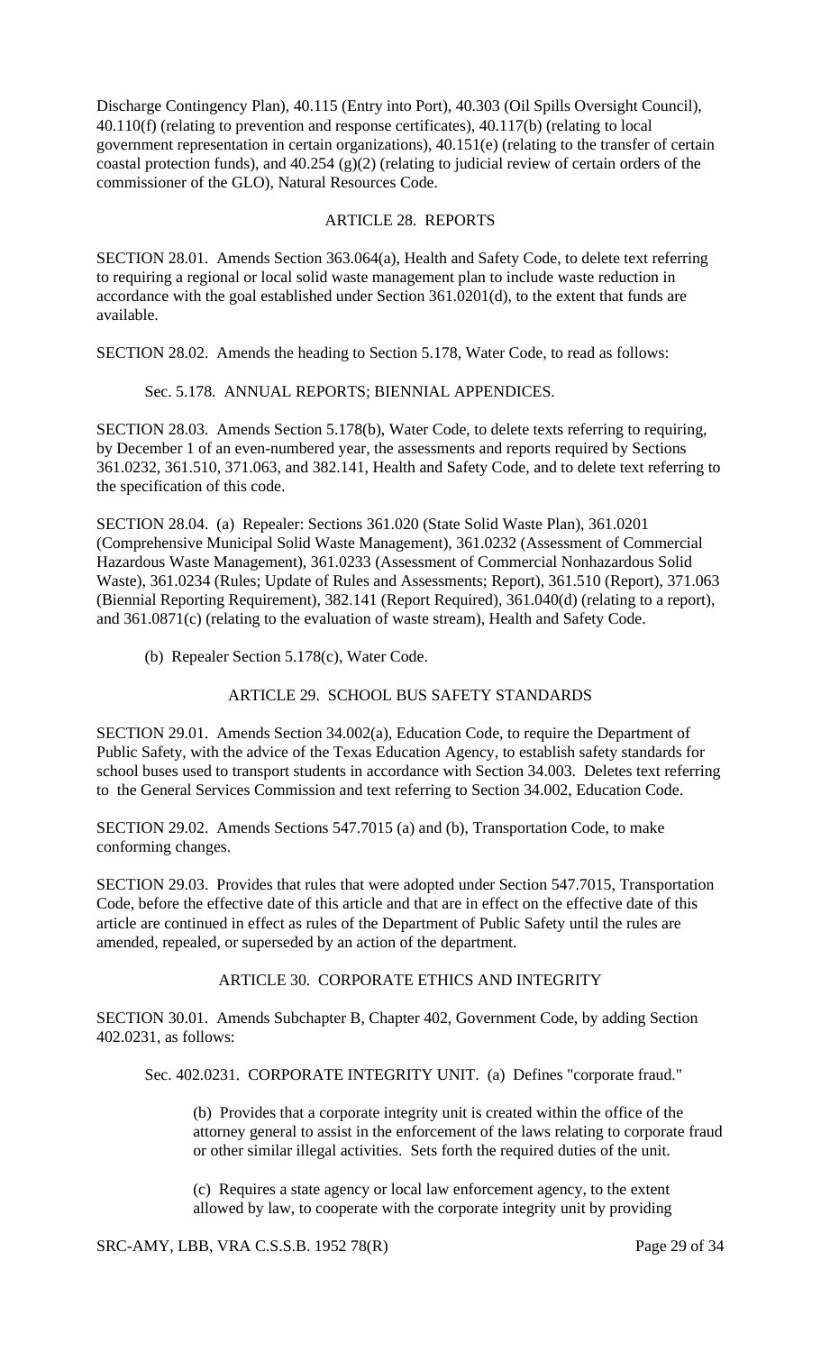Discharge Contingency Plan), 40.115 (Entry into Port), 40.303 (Oil Spills Oversight Council), 40.110(f) (relating to prevention and response certificates), 40.117(b) (relating to local government representation in certain organizations), 40.151(e) (relating to the transfer of certain coastal protection funds), and 40.254 (g)(2) (relating to judicial review of certain orders of the commissioner of the GLO), Natural Resources Code.

## ARTICLE 28. REPORTS

SECTION 28.01. Amends Section 363.064(a), Health and Safety Code, to delete text referring to requiring a regional or local solid waste management plan to include waste reduction in accordance with the goal established under Section 361.0201(d), to the extent that funds are available.

SECTION 28.02. Amends the heading to Section 5.178, Water Code, to read as follows:

Sec. 5.178. ANNUAL REPORTS; BIENNIAL APPENDICES.

SECTION 28.03. Amends Section 5.178(b), Water Code, to delete texts referring to requiring, by December 1 of an even-numbered year, the assessments and reports required by Sections 361.0232, 361.510, 371.063, and 382.141, Health and Safety Code, and to delete text referring to the specification of this code.

SECTION 28.04. (a) Repealer: Sections 361.020 (State Solid Waste Plan), 361.0201 (Comprehensive Municipal Solid Waste Management), 361.0232 (Assessment of Commercial Hazardous Waste Management), 361.0233 (Assessment of Commercial Nonhazardous Solid Waste), 361.0234 (Rules; Update of Rules and Assessments; Report), 361.510 (Report), 371.063 (Biennial Reporting Requirement), 382.141 (Report Required), 361.040(d) (relating to a report), and 361.0871(c) (relating to the evaluation of waste stream), Health and Safety Code.

(b) Repealer Section 5.178(c), Water Code.

## ARTICLE 29. SCHOOL BUS SAFETY STANDARDS

SECTION 29.01. Amends Section 34.002(a), Education Code, to require the Department of Public Safety, with the advice of the Texas Education Agency, to establish safety standards for school buses used to transport students in accordance with Section 34.003. Deletes text referring to the General Services Commission and text referring to Section 34.002, Education Code.

SECTION 29.02. Amends Sections 547.7015 (a) and (b), Transportation Code, to make conforming changes.

SECTION 29.03. Provides that rules that were adopted under Section 547.7015, Transportation Code, before the effective date of this article and that are in effect on the effective date of this article are continued in effect as rules of the Department of Public Safety until the rules are amended, repealed, or superseded by an action of the department.

## ARTICLE 30. CORPORATE ETHICS AND INTEGRITY

SECTION 30.01. Amends Subchapter B, Chapter 402, Government Code, by adding Section 402.0231, as follows:

Sec. 402.0231. CORPORATE INTEGRITY UNIT. (a) Defines "corporate fraud."

(b) Provides that a corporate integrity unit is created within the office of the attorney general to assist in the enforcement of the laws relating to corporate fraud or other similar illegal activities. Sets forth the required duties of the unit.

(c) Requires a state agency or local law enforcement agency, to the extent allowed by law, to cooperate with the corporate integrity unit by providing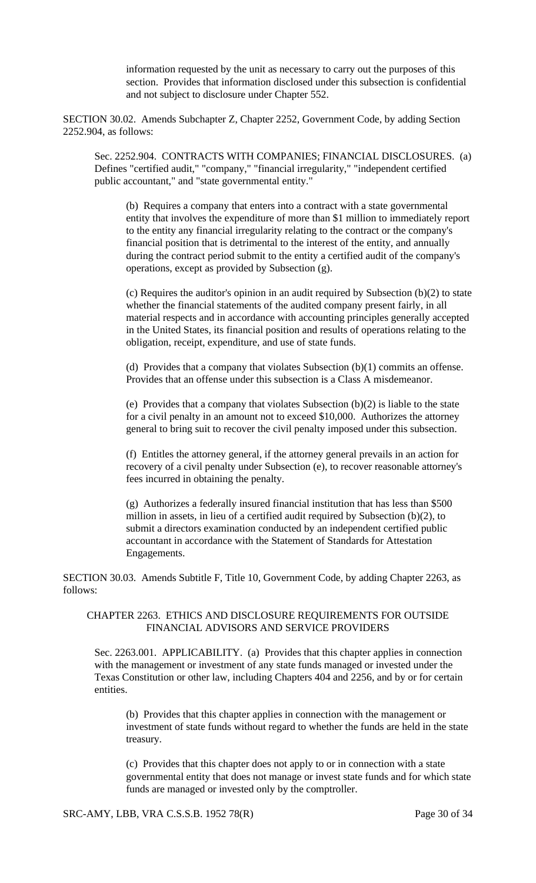information requested by the unit as necessary to carry out the purposes of this section. Provides that information disclosed under this subsection is confidential and not subject to disclosure under Chapter 552.

SECTION 30.02. Amends Subchapter Z, Chapter 2252, Government Code, by adding Section 2252.904, as follows:

Sec. 2252.904. CONTRACTS WITH COMPANIES; FINANCIAL DISCLOSURES. (a) Defines "certified audit," "company," "financial irregularity," "independent certified public accountant," and "state governmental entity."

(b) Requires a company that enters into a contract with a state governmental entity that involves the expenditure of more than $1 million to immediately report to the entity any financial irregularity relating to the contract or the company's financial position that is detrimental to the interest of the entity, and annually during the contract period submit to the entity a certified audit of the company's operations, except as provided by Subsection (g).

(c) Requires the auditor's opinion in an audit required by Subsection (b)(2) to state whether the financial statements of the audited company present fairly, in all material respects and in accordance with accounting principles generally accepted in the United States, its financial position and results of operations relating to the obligation, receipt, expenditure, and use of state funds.

(d) Provides that a company that violates Subsection (b)(1) commits an offense. Provides that an offense under this subsection is a Class A misdemeanor.

(e) Provides that a company that violates Subsection (b)(2) is liable to the state for a civil penalty in an amount not to exceed $10,000. Authorizes the attorney general to bring suit to recover the civil penalty imposed under this subsection.

(f) Entitles the attorney general, if the attorney general prevails in an action for recovery of a civil penalty under Subsection (e), to recover reasonable attorney's fees incurred in obtaining the penalty.

(g) Authorizes a federally insured financial institution that has less than $500 million in assets, in lieu of a certified audit required by Subsection (b)(2), to submit a directors examination conducted by an independent certified public accountant in accordance with the Statement of Standards for Attestation Engagements.

SECTION 30.03. Amends Subtitle F, Title 10, Government Code, by adding Chapter 2263, as follows:

CHAPTER 2263. ETHICS AND DISCLOSURE REQUIREMENTS FOR OUTSIDE FINANCIAL ADVISORS AND SERVICE PROVIDERS

Sec. 2263.001. APPLICABILITY. (a) Provides that this chapter applies in connection with the management or investment of any state funds managed or invested under the Texas Constitution or other law, including Chapters 404 and 2256, and by or for certain entities.

(b) Provides that this chapter applies in connection with the management or investment of state funds without regard to whether the funds are held in the state treasury.

(c) Provides that this chapter does not apply to or in connection with a state governmental entity that does not manage or invest state funds and for which state funds are managed or invested only by the comptroller.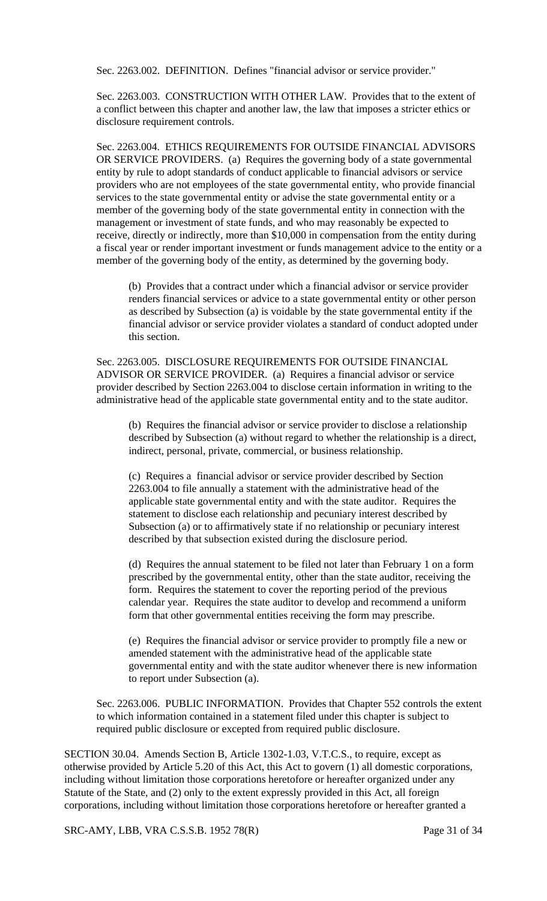Sec. 2263.002. DEFINITION. Defines "financial advisor or service provider."

Sec. 2263.003. CONSTRUCTION WITH OTHER LAW. Provides that to the extent of a conflict between this chapter and another law, the law that imposes a stricter ethics or disclosure requirement controls.

Sec. 2263.004. ETHICS REQUIREMENTS FOR OUTSIDE FINANCIAL ADVISORS OR SERVICE PROVIDERS. (a) Requires the governing body of a state governmental entity by rule to adopt standards of conduct applicable to financial advisors or service providers who are not employees of the state governmental entity, who provide financial services to the state governmental entity or advise the state governmental entity or a member of the governing body of the state governmental entity in connection with the management or investment of state funds, and who may reasonably be expected to receive, directly or indirectly, more than $10,000 in compensation from the entity during a fiscal year or render important investment or funds management advice to the entity or a member of the governing body of the entity, as determined by the governing body.

(b) Provides that a contract under which a financial advisor or service provider renders financial services or advice to a state governmental entity or other person as described by Subsection (a) is voidable by the state governmental entity if the financial advisor or service provider violates a standard of conduct adopted under this section.

Sec. 2263.005. DISCLOSURE REQUIREMENTS FOR OUTSIDE FINANCIAL ADVISOR OR SERVICE PROVIDER. (a) Requires a financial advisor or service provider described by Section 2263.004 to disclose certain information in writing to the administrative head of the applicable state governmental entity and to the state auditor.

(b) Requires the financial advisor or service provider to disclose a relationship described by Subsection (a) without regard to whether the relationship is a direct, indirect, personal, private, commercial, or business relationship.

(c) Requires a financial advisor or service provider described by Section 2263.004 to file annually a statement with the administrative head of the applicable state governmental entity and with the state auditor. Requires the statement to disclose each relationship and pecuniary interest described by Subsection (a) or to affirmatively state if no relationship or pecuniary interest described by that subsection existed during the disclosure period.

(d) Requires the annual statement to be filed not later than February 1 on a form prescribed by the governmental entity, other than the state auditor, receiving the form. Requires the statement to cover the reporting period of the previous calendar year. Requires the state auditor to develop and recommend a uniform form that other governmental entities receiving the form may prescribe.

(e) Requires the financial advisor or service provider to promptly file a new or amended statement with the administrative head of the applicable state governmental entity and with the state auditor whenever there is new information to report under Subsection (a).

Sec. 2263.006. PUBLIC INFORMATION. Provides that Chapter 552 controls the extent to which information contained in a statement filed under this chapter is subject to required public disclosure or excepted from required public disclosure.

SECTION 30.04. Amends Section B, Article 1302-1.03, V.T.C.S., to require, except as otherwise provided by Article 5.20 of this Act, this Act to govern (1) all domestic corporations, including without limitation those corporations heretofore or hereafter organized under any Statute of the State, and (2) only to the extent expressly provided in this Act, all foreign corporations, including without limitation those corporations heretofore or hereafter granted a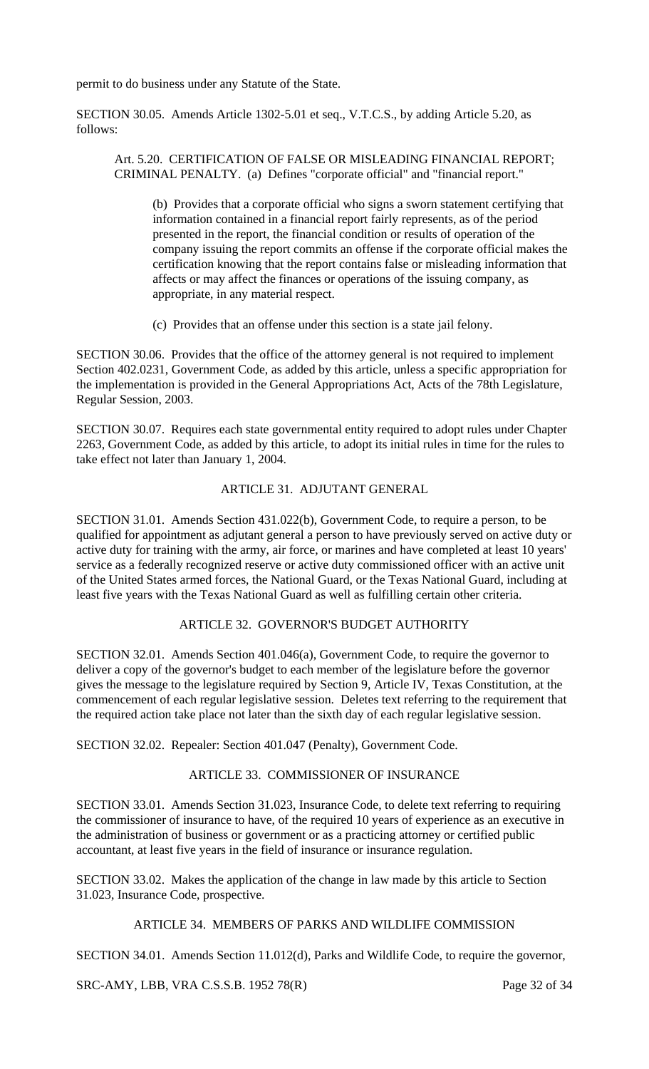permit to do business under any Statute of the State.

SECTION 30.05. Amends Article 1302-5.01 et seq., V.T.C.S., by adding Article 5.20, as follows:

> Art. 5.20. CERTIFICATION OF FALSE OR MISLEADING FINANCIAL REPORT; CRIMINAL PENALTY. (a) Defines "corporate official" and "financial report."
>
> > (b) Provides that a corporate official who signs a sworn statement certifying that information contained in a financial report fairly represents, as of the period presented in the report, the financial condition or results of operation of the company issuing the report commits an offense if the corporate official makes the certification knowing that the report contains false or misleading information that affects or may affect the finances or operations of the issuing company, as appropriate, in any material respect.
> >
> > (c) Provides that an offense under this section is a state jail felony.

SECTION 30.06. Provides that the office of the attorney general is not required to implement Section 402.0231, Government Code, as added by this article, unless a specific appropriation for the implementation is provided in the General Appropriations Act, Acts of the 78th Legislature, Regular Session, 2003.

SECTION 30.07. Requires each state governmental entity required to adopt rules under Chapter 2263, Government Code, as added by this article, to adopt its initial rules in time for the rules to take effect not later than January 1, 2004.

## ARTICLE 31. ADJUTANT GENERAL

SECTION 31.01. Amends Section 431.022(b), Government Code, to require a person, to be qualified for appointment as adjutant general a person to have previously served on active duty or active duty for training with the army, air force, or marines and have completed at least 10 years' service as a federally recognized reserve or active duty commissioned officer with an active unit of the United States armed forces, the National Guard, or the Texas National Guard, including at least five years with the Texas National Guard as well as fulfilling certain other criteria.

## ARTICLE 32. GOVERNOR'S BUDGET AUTHORITY

SECTION 32.01. Amends Section 401.046(a), Government Code, to require the governor to deliver a copy of the governor's budget to each member of the legislature before the governor gives the message to the legislature required by Section 9, Article IV, Texas Constitution, at the commencement of each regular legislative session. Deletes text referring to the requirement that the required action take place not later than the sixth day of each regular legislative session.

SECTION 32.02. Repealer: Section 401.047 (Penalty), Government Code.

## ARTICLE 33. COMMISSIONER OF INSURANCE

SECTION 33.01. Amends Section 31.023, Insurance Code, to delete text referring to requiring the commissioner of insurance to have, of the required 10 years of experience as an executive in the administration of business or government or as a practicing attorney or certified public accountant, at least five years in the field of insurance or insurance regulation.

SECTION 33.02. Makes the application of the change in law made by this article to Section 31.023, Insurance Code, prospective.

## ARTICLE 34. MEMBERS OF PARKS AND WILDLIFE COMMISSION

SECTION 34.01. Amends Section 11.012(d), Parks and Wildlife Code, to require the governor,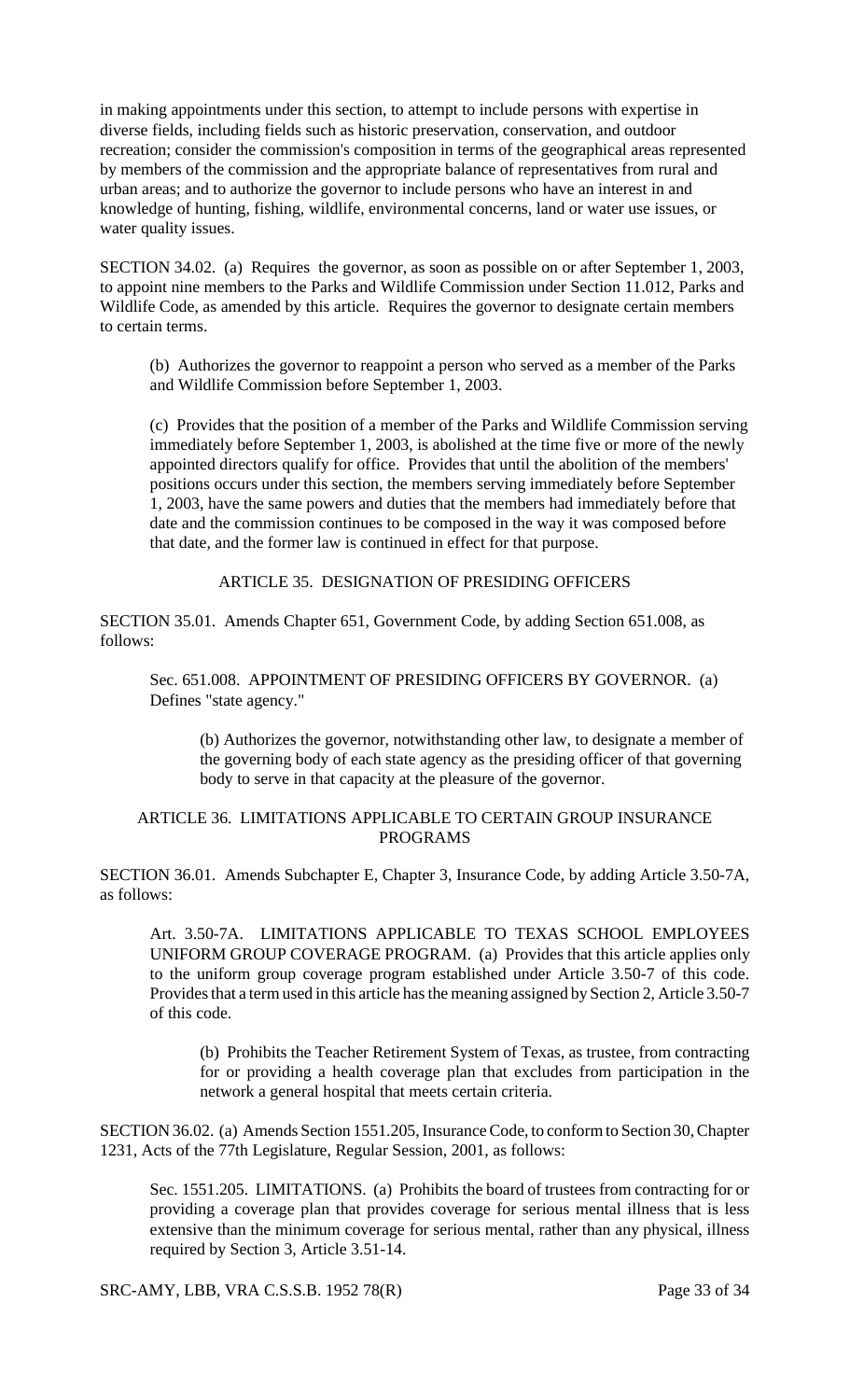in making appointments under this section, to attempt to include persons with expertise in diverse fields, including fields such as historic preservation, conservation, and outdoor recreation; consider the commission's composition in terms of the geographical areas represented by members of the commission and the appropriate balance of representatives from rural and urban areas; and to authorize the governor to include persons who have an interest in and knowledge of hunting, fishing, wildlife, environmental concerns, land or water use issues, or water quality issues.

SECTION 34.02. (a) Requires the governor, as soon as possible on or after September 1, 2003, to appoint nine members to the Parks and Wildlife Commission under Section 11.012, Parks and Wildlife Code, as amended by this article. Requires the governor to designate certain members to certain terms.

(b) Authorizes the governor to reappoint a person who served as a member of the Parks and Wildlife Commission before September 1, 2003.

(c) Provides that the position of a member of the Parks and Wildlife Commission serving immediately before September 1, 2003, is abolished at the time five or more of the newly appointed directors qualify for office. Provides that until the abolition of the members' positions occurs under this section, the members serving immediately before September 1, 2003, have the same powers and duties that the members had immediately before that date and the commission continues to be composed in the way it was composed before that date, and the former law is continued in effect for that purpose.

ARTICLE 35. DESIGNATION OF PRESIDING OFFICERS

SECTION 35.01. Amends Chapter 651, Government Code, by adding Section 651.008, as follows:

Sec. 651.008. APPOINTMENT OF PRESIDING OFFICERS BY GOVERNOR. (a) Defines "state agency."

(b) Authorizes the governor, notwithstanding other law, to designate a member of the governing body of each state agency as the presiding officer of that governing body to serve in that capacity at the pleasure of the governor.

ARTICLE 36. LIMITATIONS APPLICABLE TO CERTAIN GROUP INSURANCE PROGRAMS

SECTION 36.01. Amends Subchapter E, Chapter 3, Insurance Code, by adding Article 3.50-7A, as follows:

Art. 3.50-7A. LIMITATIONS APPLICABLE TO TEXAS SCHOOL EMPLOYEES UNIFORM GROUP COVERAGE PROGRAM. (a) Provides that this article applies only to the uniform group coverage program established under Article 3.50-7 of this code. Provides that a term used in this article has the meaning assigned by Section 2, Article 3.50-7 of this code.

(b) Prohibits the Teacher Retirement System of Texas, as trustee, from contracting for or providing a health coverage plan that excludes from participation in the network a general hospital that meets certain criteria.

SECTION 36.02. (a) Amends Section 1551.205, Insurance Code, to conform to Section 30, Chapter 1231, Acts of the 77th Legislature, Regular Session, 2001, as follows:

Sec. 1551.205. LIMITATIONS. (a) Prohibits the board of trustees from contracting for or providing a coverage plan that provides coverage for serious mental illness that is less extensive than the minimum coverage for serious mental, rather than any physical, illness required by Section 3, Article 3.51-14.

SRC-AMY, LBB, VRA C.S.S.B. 1952 78(R)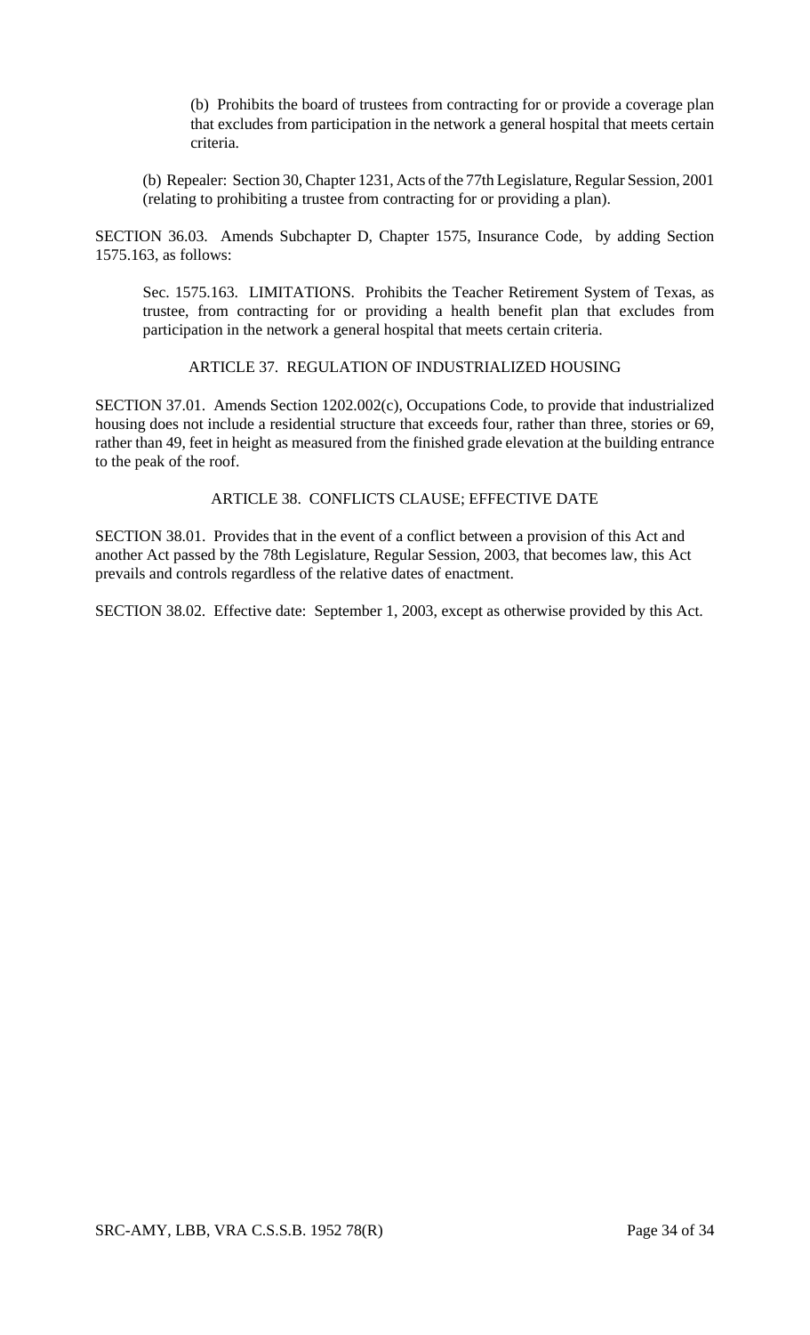(b) Prohibits the board of trustees from contracting for or provide a coverage plan that excludes from participation in the network a general hospital that meets certain criteria.

(b) Repealer: Section 30, Chapter 1231, Acts of the 77th Legislature, Regular Session, 2001 (relating to prohibiting a trustee from contracting for or providing a plan).

SECTION 36.03. Amends Subchapter D, Chapter 1575, Insurance Code, by adding Section 1575.163, as follows:

Sec. 1575.163. LIMITATIONS. Prohibits the Teacher Retirement System of Texas, as trustee, from contracting for or providing a health benefit plan that excludes from participation in the network a general hospital that meets certain criteria.

ARTICLE 37. REGULATION OF INDUSTRIALIZED HOUSING

SECTION 37.01. Amends Section 1202.002(c), Occupations Code, to provide that industrialized housing does not include a residential structure that exceeds four, rather than three, stories or 69, rather than 49, feet in height as measured from the finished grade elevation at the building entrance to the peak of the roof.

ARTICLE 38. CONFLICTS CLAUSE; EFFECTIVE DATE

SECTION 38.01. Provides that in the event of a conflict between a provision of this Act and another Act passed by the 78th Legislature, Regular Session, 2003, that becomes law, this Act prevails and controls regardless of the relative dates of enactment.

SECTION 38.02. Effective date: September 1, 2003, except as otherwise provided by this Act.